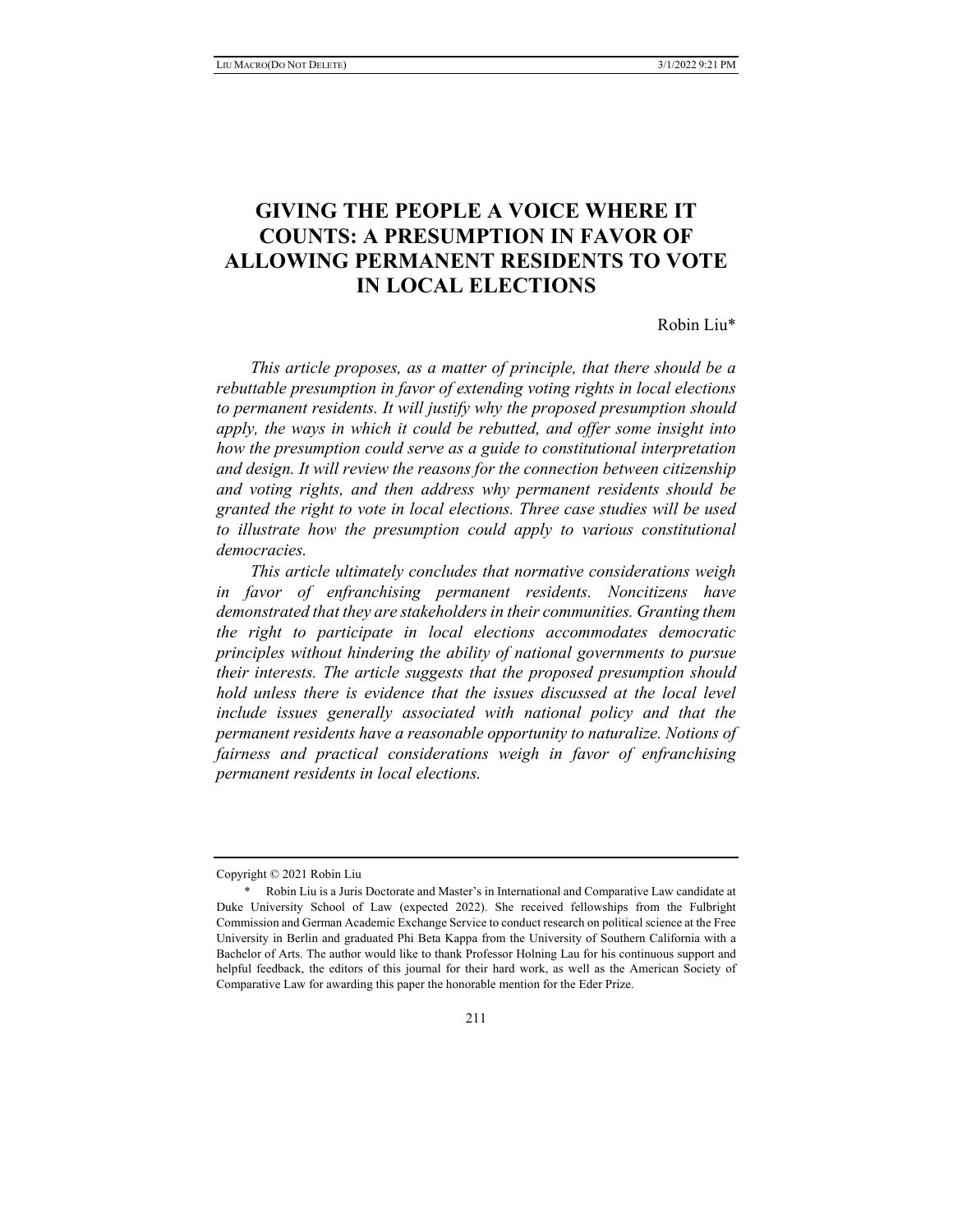# GIVING THE PEOPLE A VOICE WHERE IT COUNTS: A PRESUMPTION IN FAVOR OF ALLOWING PERMANENT RESIDENTS TO VOTE IN LOCAL ELECTIONS

Robin Liu*

*This article proposes, as a matter of principle, that there should be a rebuttable presumption in favor of extending voting rights in local elections to permanent residents. It will justify why the proposed presumption should apply, the ways in which it could be rebutted, and offer some insight into how the presumption could serve as a guide to constitutional interpretation and design. It will review the reasons for the connection between citizenship and voting rights, and then address why permanent residents should be granted the right to vote in local elections. Three case studies will be used to illustrate how the presumption could apply to various constitutional democracies.*

*This article ultimately concludes that normative considerations weigh in favor of enfranchising permanent residents. Noncitizens have demonstrated that they are stakeholders in their communities. Granting them the right to participate in local elections accommodates democratic principles without hindering the ability of national governments to pursue their interests. The article suggests that the proposed presumption should hold unless there is evidence that the issues discussed at the local level include issues generally associated with national policy and that the permanent residents have a reasonable opportunity to naturalize. Notions of fairness and practical considerations weigh in favor of enfranchising permanent residents in local elections.*

---

Copyright © 2021 Robin Liu

\* Robin Liu is a Juris Doctorate and Master's in International and Comparative Law candidate at Duke University School of Law (expected 2022). She received fellowships from the Fulbright Commission and German Academic Exchange Service to conduct research on political science at the Free University in Berlin and graduated Phi Beta Kappa from the University of Southern California with a Bachelor of Arts. The author would like to thank Professor Holning Lau for his continuous support and helpful feedback, the editors of this journal for their hard work, as well as the American Society of Comparative Law for awarding this paper the honorable mention for the Eder Prize.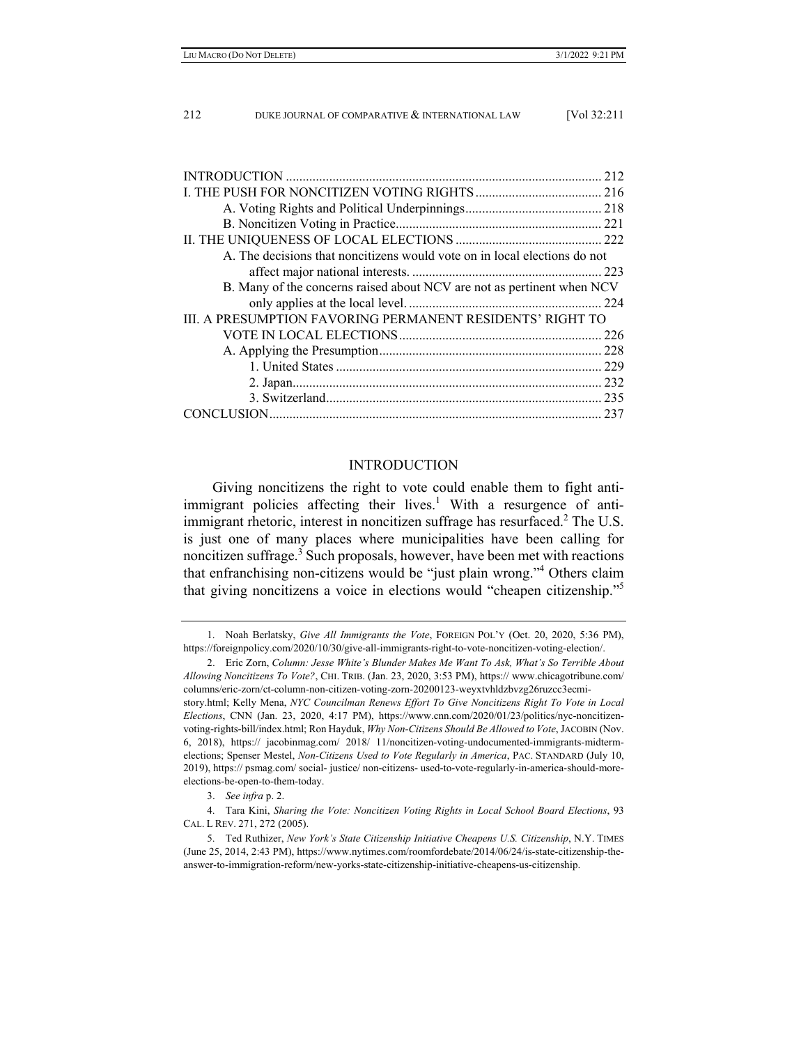| | |
|---|---|
| INTRODUCTION | 212 |
| I. THE PUSH FOR NONCITIZEN VOTING RIGHTS | 216 |
| A. Voting Rights and Political Underpinnings | 218 |
| B. Noncitizen Voting in Practice | 221 |
| II. THE UNIQUENESS OF LOCAL ELECTIONS | 222 |
| A. The decisions that noncitizens would vote on in local elections do not affect major national interests. | 223 |
| B. Many of the concerns raised about NCV are not as pertinent when NCV only applies at the local level. | 224 |
| III. A PRESUMPTION FAVORING PERMANENT RESIDENTS' RIGHT TO VOTE IN LOCAL ELECTIONS | 226 |
| A. Applying the Presumption | 228 |
| 1. United States | 229 |
| 2. Japan | 232 |
| 3. Switzerland | 235 |
| CONCLUSION | 237 |

## INTRODUCTION

Giving noncitizens the right to vote could enable them to fight anti-immigrant policies affecting their lives.[1] With a resurgence of anti-immigrant rhetoric, interest in noncitizen suffrage has resurfaced.[2] The U.S. is just one of many places where municipalities have been calling for noncitizen suffrage.[3] Such proposals, however, have been met with reactions that enfranchising non-citizens would be "just plain wrong."[4] Others claim that giving noncitizens a voice in elections would "cheapen citizenship."[5]

---

1. Noah Berlatsky, *Give All Immigrants the Vote*, FOREIGN POL'Y (Oct. 20, 2020, 5:36 PM), https://foreignpolicy.com/2020/10/30/give-all-immigrants-right-to-vote-noncitizen-voting-election/.

2. Eric Zorn, *Column: Jesse White's Blunder Makes Me Want To Ask, What's So Terrible About Allowing Noncitizens To Vote?*, CHI. TRIB. (Jan. 23, 2020, 3:53 PM), https:// www.chicagotribune.com/ columns/eric-zorn/ct-column-non-citizen-voting-zorn-20200123-weyxtvhldzbvzg26ruzcc3ecmi-story.html; Kelly Mena, *NYC Councilman Renews Effort To Give Noncitizens Right To Vote in Local Elections*, CNN (Jan. 23, 2020, 4:17 PM), https://www.cnn.com/2020/01/23/politics/nyc-noncitizen-voting-rights-bill/index.html; Ron Hayduk, *Why Non-Citizens Should Be Allowed to Vote*, JACOBIN (Nov. 6, 2018), https:// jacobinmag.com/ 2018/ 11/noncitizen-voting-undocumented-immigrants-midterm-elections; Spenser Mestel, *Non-Citizens Used to Vote Regularly in America*, PAC. STANDARD (July 10, 2019), https:// psmag.com/ social- justice/ non-citizens- used-to-vote-regularly-in-america-should-more-elections-be-open-to-them-today.

3. *See infra* p. 2.

4. Tara Kini, *Sharing the Vote: Noncitizen Voting Rights in Local School Board Elections*, 93 CAL. L REV. 271, 272 (2005).

5. Ted Ruthizer, *New York's State Citizenship Initiative Cheapens U.S. Citizenship*, N.Y. TIMES (June 25, 2014, 2:43 PM), https://www.nytimes.com/roomfordebate/2014/06/24/is-state-citizenship-the-answer-to-immigration-reform/new-yorks-state-citizenship-initiative-cheapens-us-citizenship.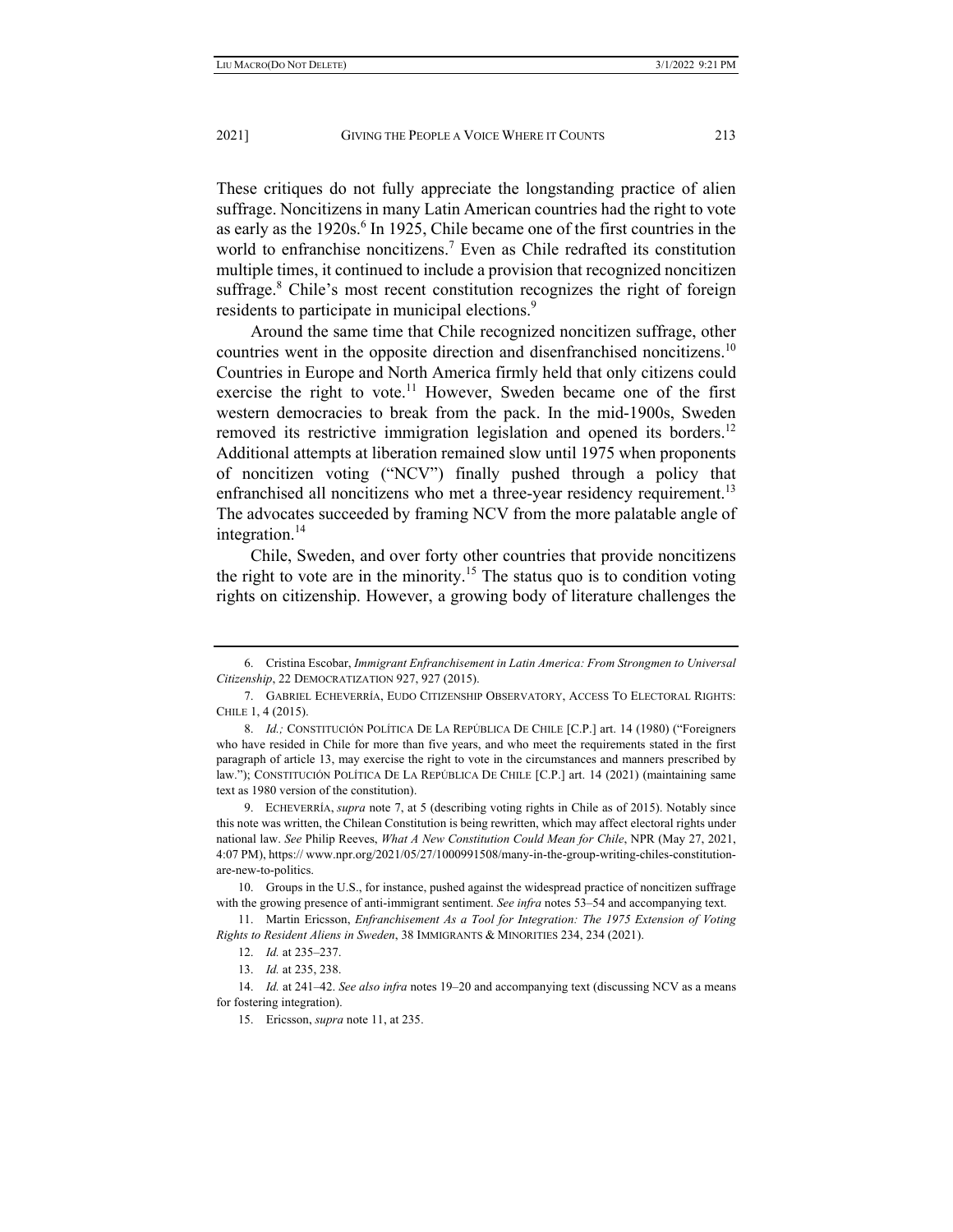These critiques do not fully appreciate the longstanding practice of alien suffrage. Noncitizens in many Latin American countries had the right to vote as early as the 1920s.[6] In 1925, Chile became one of the first countries in the world to enfranchise noncitizens.[7] Even as Chile redrafted its constitution multiple times, it continued to include a provision that recognized noncitizen suffrage.[8] Chile's most recent constitution recognizes the right of foreign residents to participate in municipal elections.[9]

Around the same time that Chile recognized noncitizen suffrage, other countries went in the opposite direction and disenfranchised noncitizens.[10] Countries in Europe and North America firmly held that only citizens could exercise the right to vote.[11] However, Sweden became one of the first western democracies to break from the pack. In the mid-1900s, Sweden removed its restrictive immigration legislation and opened its borders.[12] Additional attempts at liberation remained slow until 1975 when proponents of noncitizen voting ("NCV") finally pushed through a policy that enfranchised all noncitizens who met a three-year residency requirement.[13] The advocates succeeded by framing NCV from the more palatable angle of integration.[14]

Chile, Sweden, and over forty other countries that provide noncitizens the right to vote are in the minority.[15] The status quo is to condition voting rights on citizenship. However, a growing body of literature challenges the

---

6. Cristina Escobar, *Immigrant Enfranchisement in Latin America: From Strongmen to Universal Citizenship*, 22 DEMOCRATIZATION 927, 927 (2015).

7. GABRIEL ECHEVERRÍA, EUDO CITIZENSHIP OBSERVATORY, ACCESS TO ELECTORAL RIGHTS: CHILE 1, 4 (2015).

8. *Id.;* CONSTITUCIÓN POLÍTICA DE LA REPÚBLICA DE CHILE [C.P.] art. 14 (1980) ("Foreigners who have resided in Chile for more than five years, and who meet the requirements stated in the first paragraph of article 13, may exercise the right to vote in the circumstances and manners prescribed by law."); CONSTITUCIÓN POLÍTICA DE LA REPÚBLICA DE CHILE [C.P.] art. 14 (2021) (maintaining same text as 1980 version of the constitution).

9. ECHEVERRÍA, *supra* note 7, at 5 (describing voting rights in Chile as of 2015). Notably since this note was written, the Chilean Constitution is being rewritten, which may affect electoral rights under national law. *See* Philip Reeves, *What A New Constitution Could Mean for Chile*, NPR (May 27, 2021, 4:07 PM), https:// www.npr.org/2021/05/27/1000991508/many-in-the-group-writing-chiles-constitution-are-new-to-politics.

10. Groups in the U.S., for instance, pushed against the widespread practice of noncitizen suffrage with the growing presence of anti-immigrant sentiment. *See infra* notes 53–54 and accompanying text.

11. Martin Ericsson, *Enfranchisement As a Tool for Integration: The 1975 Extension of Voting Rights to Resident Aliens in Sweden*, 38 IMMIGRANTS & MINORITIES 234, 234 (2021).

12. *Id.* at 235–237.

13. *Id.* at 235, 238.

14. *Id.* at 241–42. *See also infra* notes 19–20 and accompanying text (discussing NCV as a means for fostering integration).

15. Ericsson, *supra* note 11, at 235.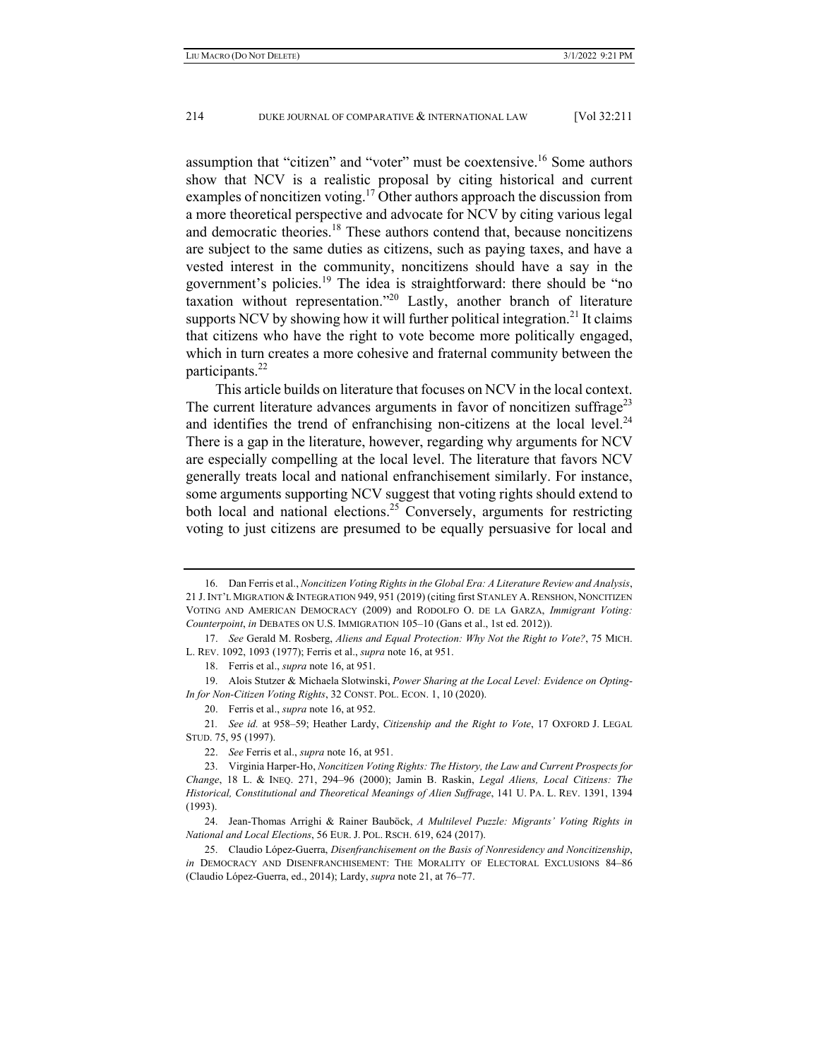assumption that "citizen" and "voter" must be coextensive.[16] Some authors show that NCV is a realistic proposal by citing historical and current examples of noncitizen voting.[17] Other authors approach the discussion from a more theoretical perspective and advocate for NCV by citing various legal and democratic theories.[18] These authors contend that, because noncitizens are subject to the same duties as citizens, such as paying taxes, and have a vested interest in the community, noncitizens should have a say in the government's policies.[19] The idea is straightforward: there should be "no taxation without representation."[20] Lastly, another branch of literature supports NCV by showing how it will further political integration.[21] It claims that citizens who have the right to vote become more politically engaged, which in turn creates a more cohesive and fraternal community between the participants.[22]

This article builds on literature that focuses on NCV in the local context. The current literature advances arguments in favor of noncitizen suffrage[23] and identifies the trend of enfranchising non-citizens at the local level.[24] There is a gap in the literature, however, regarding why arguments for NCV are especially compelling at the local level. The literature that favors NCV generally treats local and national enfranchisement similarly. For instance, some arguments supporting NCV suggest that voting rights should extend to both local and national elections.[25] Conversely, arguments for restricting voting to just citizens are presumed to be equally persuasive for local and

---

16. Dan Ferris et al., *Noncitizen Voting Rights in the Global Era: A Literature Review and Analysis*, 21 J. INT'L MIGRATION & INTEGRATION 949, 951 (2019) (citing first STANLEY A. RENSHON, NONCITIZEN VOTING AND AMERICAN DEMOCRACY (2009) and RODOLFO O. DE LA GARZA, *Immigrant Voting: Counterpoint*, *in* DEBATES ON U.S. IMMIGRATION 105–10 (Gans et al., 1st ed. 2012)).

17. *See* Gerald M. Rosberg, *Aliens and Equal Protection: Why Not the Right to Vote?*, 75 MICH. L. REV. 1092, 1093 (1977); Ferris et al., *supra* note 16, at 951.

18. Ferris et al., *supra* note 16, at 951.

19. Alois Stutzer & Michaela Slotwinski, *Power Sharing at the Local Level: Evidence on Opting-In for Non-Citizen Voting Rights*, 32 CONST. POL. ECON. 1, 10 (2020).

20. Ferris et al., *supra* note 16, at 952.

21. *See id.* at 958–59; Heather Lardy, *Citizenship and the Right to Vote*, 17 OXFORD J. LEGAL STUD. 75, 95 (1997).

22. *See* Ferris et al., *supra* note 16, at 951.

23. Virginia Harper-Ho, *Noncitizen Voting Rights: The History, the Law and Current Prospects for Change*, 18 L. & INEQ. 271, 294–96 (2000); Jamin B. Raskin, *Legal Aliens, Local Citizens: The Historical, Constitutional and Theoretical Meanings of Alien Suffrage*, 141 U. PA. L. REV. 1391, 1394 (1993).

24. Jean-Thomas Arrighi & Rainer Bauböck, *A Multilevel Puzzle: Migrants' Voting Rights in National and Local Elections*, 56 EUR. J. POL. RSCH. 619, 624 (2017).

25. Claudio López-Guerra, *Disenfranchisement on the Basis of Nonresidency and Noncitizenship*, *in* DEMOCRACY AND DISENFRANCHISEMENT: THE MORALITY OF ELECTORAL EXCLUSIONS 84–86 (Claudio López-Guerra, ed., 2014); Lardy, *supra* note 21, at 76–77.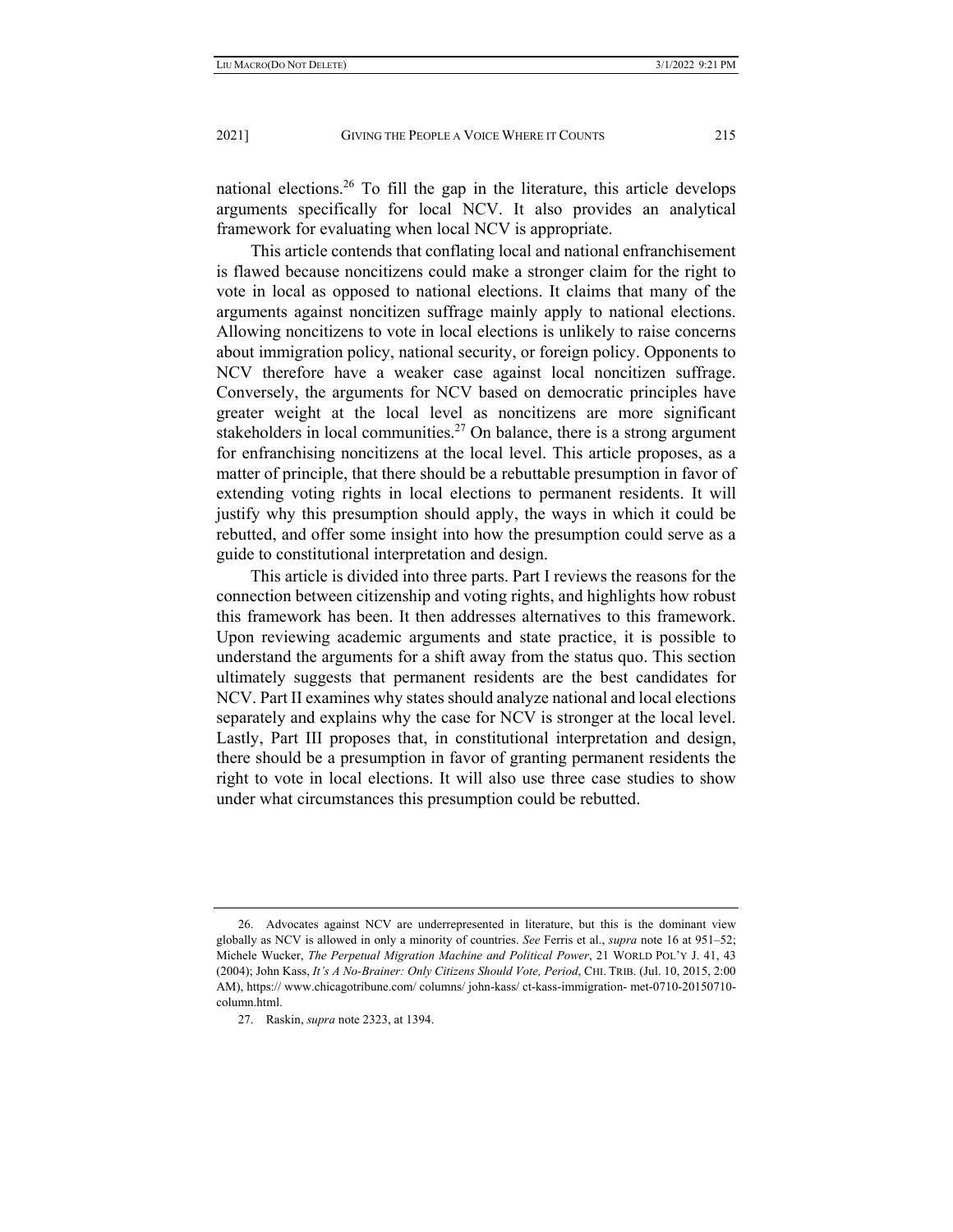national elections.[26] To fill the gap in the literature, this article develops arguments specifically for local NCV. It also provides an analytical framework for evaluating when local NCV is appropriate.

This article contends that conflating local and national enfranchisement is flawed because noncitizens could make a stronger claim for the right to vote in local as opposed to national elections. It claims that many of the arguments against noncitizen suffrage mainly apply to national elections. Allowing noncitizens to vote in local elections is unlikely to raise concerns about immigration policy, national security, or foreign policy. Opponents to NCV therefore have a weaker case against local noncitizen suffrage. Conversely, the arguments for NCV based on democratic principles have greater weight at the local level as noncitizens are more significant stakeholders in local communities.[27] On balance, there is a strong argument for enfranchising noncitizens at the local level. This article proposes, as a matter of principle, that there should be a rebuttable presumption in favor of extending voting rights in local elections to permanent residents. It will justify why this presumption should apply, the ways in which it could be rebutted, and offer some insight into how the presumption could serve as a guide to constitutional interpretation and design.

This article is divided into three parts. Part I reviews the reasons for the connection between citizenship and voting rights, and highlights how robust this framework has been. It then addresses alternatives to this framework. Upon reviewing academic arguments and state practice, it is possible to understand the arguments for a shift away from the status quo. This section ultimately suggests that permanent residents are the best candidates for NCV. Part II examines why states should analyze national and local elections separately and explains why the case for NCV is stronger at the local level. Lastly, Part III proposes that, in constitutional interpretation and design, there should be a presumption in favor of granting permanent residents the right to vote in local elections. It will also use three case studies to show under what circumstances this presumption could be rebutted.

---

26. Advocates against NCV are underrepresented in literature, but this is the dominant view globally as NCV is allowed in only a minority of countries. *See* Ferris et al., *supra* note 16 at 951–52; Michele Wucker, *The Perpetual Migration Machine and Political Power*, 21 WORLD POL'Y J. 41, 43 (2004); John Kass, *It's A No-Brainer: Only Citizens Should Vote, Period*, CHI. TRIB. (Jul. 10, 2015, 2:00 AM), https:// www.chicagotribune.com/ columns/ john-kass/ ct-kass-immigration- met-0710-20150710-column.html.

27. Raskin, *supra* note 2323, at 1394.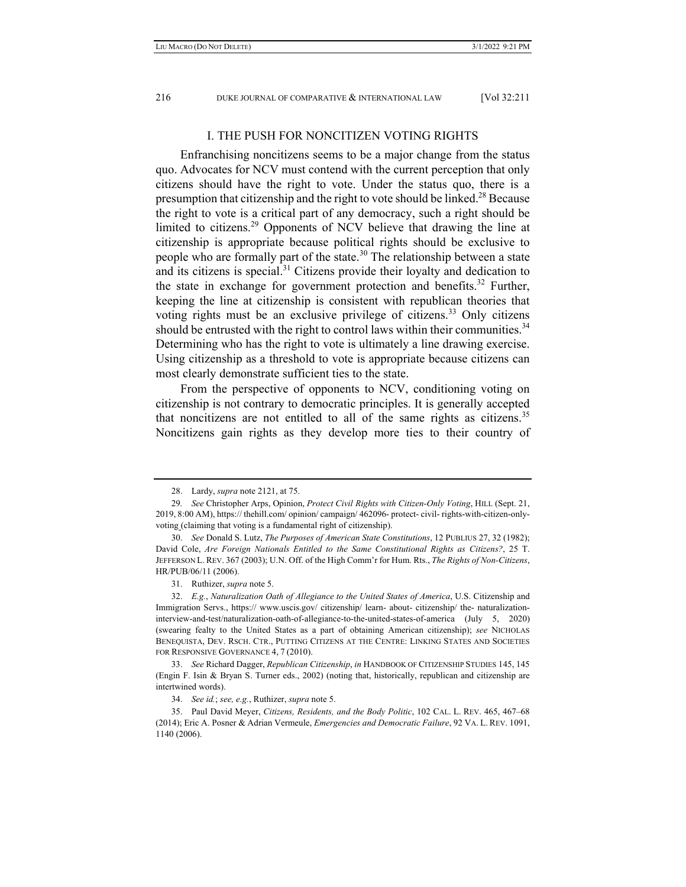## I. THE PUSH FOR NONCITIZEN VOTING RIGHTS

Enfranchising noncitizens seems to be a major change from the status quo. Advocates for NCV must contend with the current perception that only citizens should have the right to vote. Under the status quo, there is a presumption that citizenship and the right to vote should be linked.[28] Because the right to vote is a critical part of any democracy, such a right should be limited to citizens.[29] Opponents of NCV believe that drawing the line at citizenship is appropriate because political rights should be exclusive to people who are formally part of the state.[30] The relationship between a state and its citizens is special.[31] Citizens provide their loyalty and dedication to the state in exchange for government protection and benefits.[32] Further, keeping the line at citizenship is consistent with republican theories that voting rights must be an exclusive privilege of citizens.[33] Only citizens should be entrusted with the right to control laws within their communities.[34] Determining who has the right to vote is ultimately a line drawing exercise. Using citizenship as a threshold to vote is appropriate because citizens can most clearly demonstrate sufficient ties to the state.

From the perspective of opponents to NCV, conditioning voting on citizenship is not contrary to democratic principles. It is generally accepted that noncitizens are not entitled to all of the same rights as citizens.[35] Noncitizens gain rights as they develop more ties to their country of

---

28. Lardy, *supra* note 2121, at 75.

29. *See* Christopher Arps, Opinion, *Protect Civil Rights with Citizen-Only Voting*, HILL (Sept. 21, 2019, 8:00 AM), https:// thehill.com/ opinion/ campaign/ 462096- protect- civil- rights-with-citizen-only-voting (claiming that voting is a fundamental right of citizenship).

30. *See* Donald S. Lutz, *The Purposes of American State Constitutions*, 12 PUBLIUS 27, 32 (1982); David Cole, *Are Foreign Nationals Entitled to the Same Constitutional Rights as Citizens?*, 25 T. JEFFERSON L. REV. 367 (2003); U.N. Off. of the High Comm'r for Hum. Rts., *The Rights of Non-Citizens*, HR/PUB/06/11 (2006).

31. Ruthizer, *supra* note 5.

32. *E.g.*, *Naturalization Oath of Allegiance to the United States of America*, U.S. Citizenship and Immigration Servs., https:// www.uscis.gov/ citizenship/ learn- about- citizenship/ the- naturalization-interview-and-test/naturalization-oath-of-allegiance-to-the-united-states-of-america (July 5, 2020) (swearing fealty to the United States as a part of obtaining American citizenship); *see* NICHOLAS BENEQUISTA, DEV. RSCH. CTR., PUTTING CITIZENS AT THE CENTRE: LINKING STATES AND SOCIETIES FOR RESPONSIVE GOVERNANCE 4, 7 (2010).

33. *See* Richard Dagger, *Republican Citizenship*, *in* HANDBOOK OF CITIZENSHIP STUDIES 145, 145 (Engin F. Isin & Bryan S. Turner eds., 2002) (noting that, historically, republican and citizenship are intertwined words).

34. *See id.*; *see, e.g.*, Ruthizer, *supra* note 5.

35. Paul David Meyer, *Citizens, Residents, and the Body Politic*, 102 CAL. L. REV. 465, 467–68 (2014); Eric A. Posner & Adrian Vermeule, *Emergencies and Democratic Failure*, 92 VA. L. REV. 1091, 1140 (2006).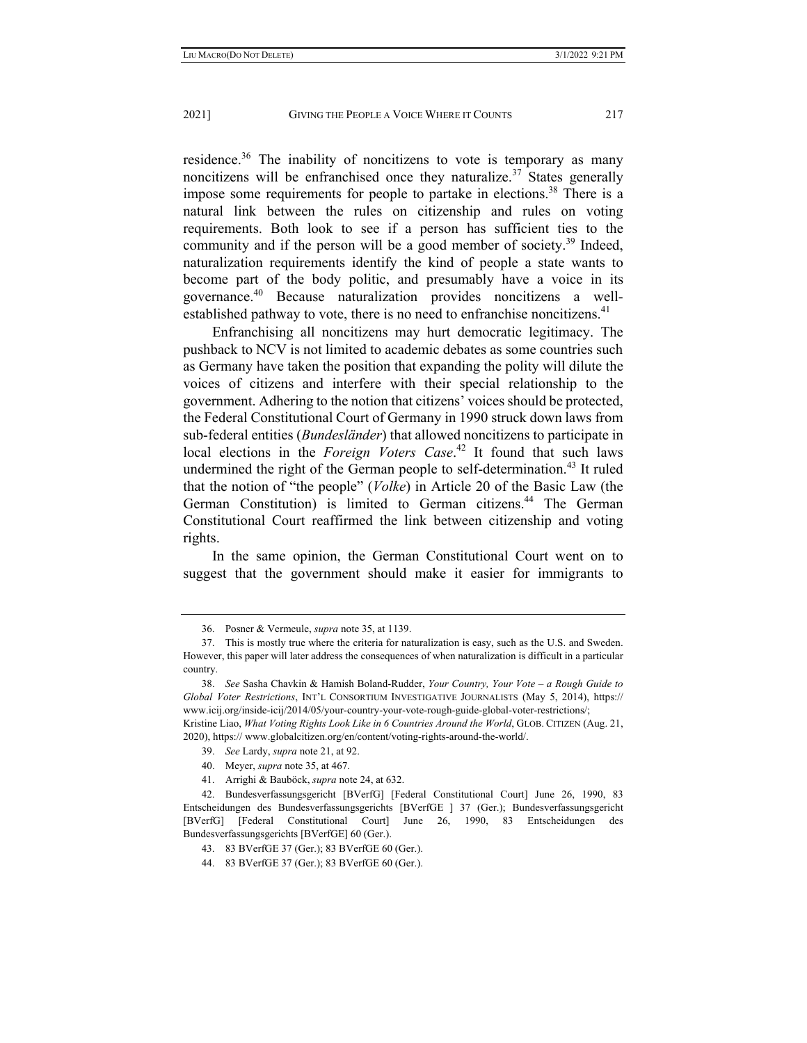residence.[36] The inability of noncitizens to vote is temporary as many noncitizens will be enfranchised once they naturalize.[37] States generally impose some requirements for people to partake in elections.[38] There is a natural link between the rules on citizenship and rules on voting requirements. Both look to see if a person has sufficient ties to the community and if the person will be a good member of society.[39] Indeed, naturalization requirements identify the kind of people a state wants to become part of the body politic, and presumably have a voice in its governance.[40] Because naturalization provides noncitizens a well-established pathway to vote, there is no need to enfranchise noncitizens.[41]

Enfranchising all noncitizens may hurt democratic legitimacy. The pushback to NCV is not limited to academic debates as some countries such as Germany have taken the position that expanding the polity will dilute the voices of citizens and interfere with their special relationship to the government. Adhering to the notion that citizens' voices should be protected, the Federal Constitutional Court of Germany in 1990 struck down laws from sub-federal entities (*Bundesländer*) that allowed noncitizens to participate in local elections in the *Foreign Voters Case*.[42] It found that such laws undermined the right of the German people to self-determination.[43] It ruled that the notion of "the people" (*Volke*) in Article 20 of the Basic Law (the German Constitution) is limited to German citizens.[44] The German Constitutional Court reaffirmed the link between citizenship and voting rights.

In the same opinion, the German Constitutional Court went on to suggest that the government should make it easier for immigrants to

---

36. Posner & Vermeule, *supra* note 35, at 1139.

37. This is mostly true where the criteria for naturalization is easy, such as the U.S. and Sweden. However, this paper will later address the consequences of when naturalization is difficult in a particular country.

38. *See* Sasha Chavkin & Hamish Boland-Rudder, *Your Country, Your Vote – a Rough Guide to Global Voter Restrictions*, INT'L CONSORTIUM INVESTIGATIVE JOURNALISTS (May 5, 2014), https://www.icij.org/inside-icij/2014/05/your-country-your-vote-rough-guide-global-voter-restrictions/; Kristine Liao, *What Voting Rights Look Like in 6 Countries Around the World*, GLOB. CITIZEN (Aug. 21, 2020), https:// www.globalcitizen.org/en/content/voting-rights-around-the-world/.

39. *See* Lardy, *supra* note 21, at 92.

40. Meyer, *supra* note 35, at 467.

41. Arrighi & Bauböck, *supra* note 24, at 632.

42. Bundesverfassungsgericht [BVerfG] [Federal Constitutional Court] June 26, 1990, 83 Entscheidungen des Bundesverfassungsgerichts [BVerfGE ] 37 (Ger.); Bundesverfassungsgericht [BVerfG] [Federal Constitutional Court] June 26, 1990, 83 Entscheidungen des Bundesverfassungsgerichts [BVerfGE] 60 (Ger.).

43. 83 BVerfGE 37 (Ger.); 83 BVerfGE 60 (Ger.).

44. 83 BVerfGE 37 (Ger.); 83 BVerfGE 60 (Ger.).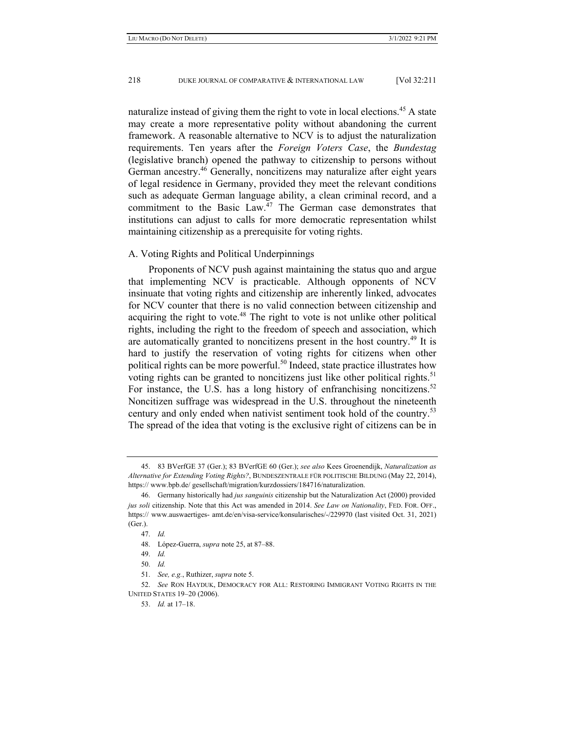naturalize instead of giving them the right to vote in local elections.[45] A state may create a more representative polity without abandoning the current framework. A reasonable alternative to NCV is to adjust the naturalization requirements. Ten years after the *Foreign Voters Case*, the *Bundestag* (legislative branch) opened the pathway to citizenship to persons without German ancestry.[46] Generally, noncitizens may naturalize after eight years of legal residence in Germany, provided they meet the relevant conditions such as adequate German language ability, a clean criminal record, and a commitment to the Basic Law.[47] The German case demonstrates that institutions can adjust to calls for more democratic representation whilst maintaining citizenship as a prerequisite for voting rights.

### A. Voting Rights and Political Underpinnings

Proponents of NCV push against maintaining the status quo and argue that implementing NCV is practicable. Although opponents of NCV insinuate that voting rights and citizenship are inherently linked, advocates for NCV counter that there is no valid connection between citizenship and acquiring the right to vote.[48] The right to vote is not unlike other political rights, including the right to the freedom of speech and association, which are automatically granted to noncitizens present in the host country.[49] It is hard to justify the reservation of voting rights for citizens when other political rights can be more powerful.[50] Indeed, state practice illustrates how voting rights can be granted to noncitizens just like other political rights.[51] For instance, the U.S. has a long history of enfranchising noncitizens.[52] Noncitizen suffrage was widespread in the U.S. throughout the nineteenth century and only ended when nativist sentiment took hold of the country.[53] The spread of the idea that voting is the exclusive right of citizens can be in

---

45. 83 BVerfGE 37 (Ger.); 83 BVerfGE 60 (Ger.); *see also* Kees Groenendijk, *Naturalization as Alternative for Extending Voting Rights?*, BUNDESZENTRALE FÜR POLITISCHE BILDUNG (May 22, 2014), https:// www.bpb.de/ gesellschaft/migration/kurzdossiers/184716/naturalization.

46. Germany historically had *jus sanguinis* citizenship but the Naturalization Act (2000) provided *jus soli* citizenship. Note that this Act was amended in 2014. *See Law on Nationality*, FED. FOR. OFF., https:// www.auswaertiges- amt.de/en/visa-service/konsularisches/-/229970 (last visited Oct. 31, 2021) (Ger.).

47. *Id.*

48. López-Guerra, *supra* note 25, at 87–88.

49. *Id.*

50. *Id.*

51. *See, e.g.*, Ruthizer, *supra* note 5.

52. *See* RON HAYDUK, DEMOCRACY FOR ALL: RESTORING IMMIGRANT VOTING RIGHTS IN THE UNITED STATES 19–20 (2006).

53. *Id.* at 17–18.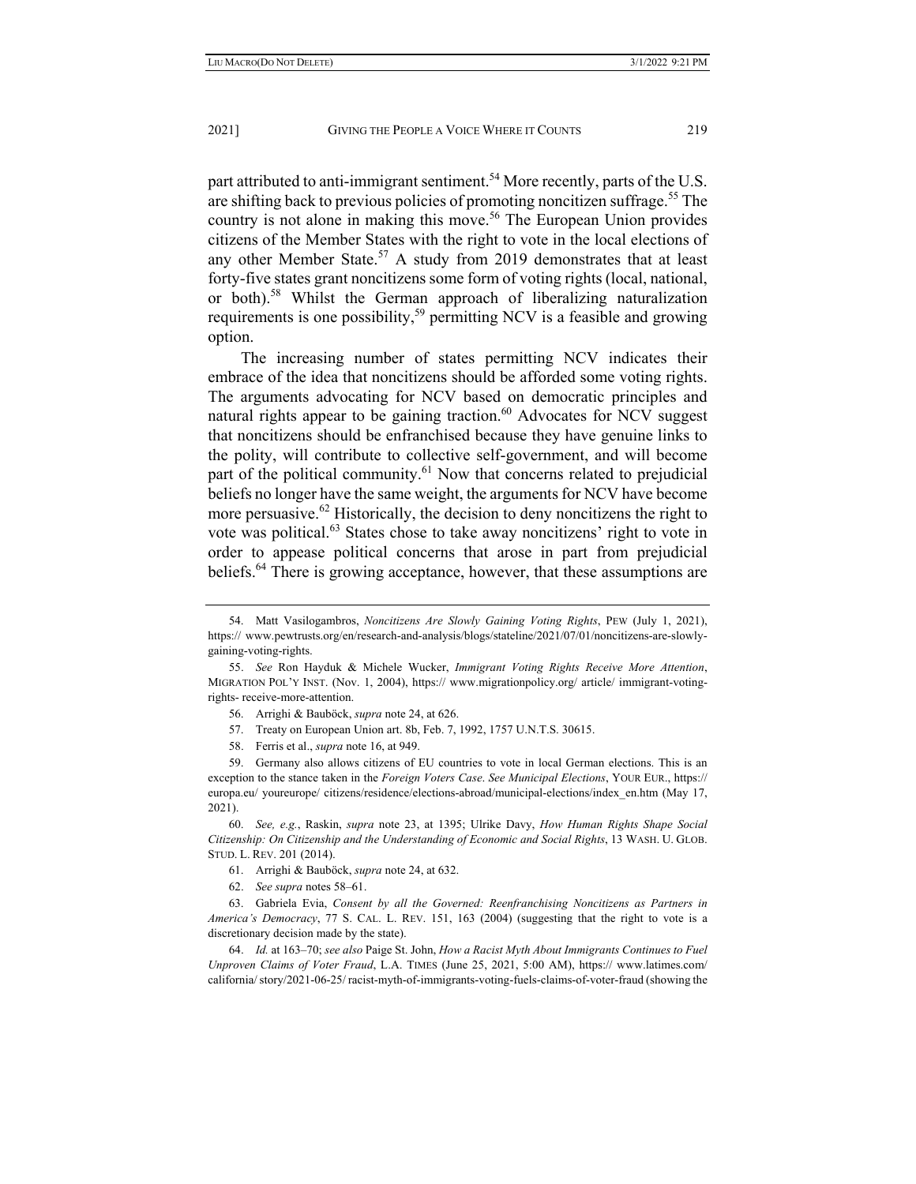part attributed to anti-immigrant sentiment.[54] More recently, parts of the U.S. are shifting back to previous policies of promoting noncitizen suffrage.[55] The country is not alone in making this move.[56] The European Union provides citizens of the Member States with the right to vote in the local elections of any other Member State.[57] A study from 2019 demonstrates that at least forty-five states grant noncitizens some form of voting rights (local, national, or both).[58] Whilst the German approach of liberalizing naturalization requirements is one possibility,[59] permitting NCV is a feasible and growing option.

The increasing number of states permitting NCV indicates their embrace of the idea that noncitizens should be afforded some voting rights. The arguments advocating for NCV based on democratic principles and natural rights appear to be gaining traction.[60] Advocates for NCV suggest that noncitizens should be enfranchised because they have genuine links to the polity, will contribute to collective self-government, and will become part of the political community.[61] Now that concerns related to prejudicial beliefs no longer have the same weight, the arguments for NCV have become more persuasive.[62] Historically, the decision to deny noncitizens the right to vote was political.[63] States chose to take away noncitizens' right to vote in order to appease political concerns that arose in part from prejudicial beliefs.[64] There is growing acceptance, however, that these assumptions are

---

54. Matt Vasilogambros, *Noncitizens Are Slowly Gaining Voting Rights*, PEW (July 1, 2021), https:// www.pewtrusts.org/en/research-and-analysis/blogs/stateline/2021/07/01/noncitizens-are-slowly-gaining-voting-rights.

55. *See* Ron Hayduk & Michele Wucker, *Immigrant Voting Rights Receive More Attention*, MIGRATION POL'Y INST. (Nov. 1, 2004), https:// www.migrationpolicy.org/ article/ immigrant-voting-rights- receive-more-attention.

56. Arrighi & Bauböck, *supra* note 24, at 626.

57. Treaty on European Union art. 8b, Feb. 7, 1992, 1757 U.N.T.S. 30615.

58. Ferris et al., *supra* note 16, at 949.

59. Germany also allows citizens of EU countries to vote in local German elections. This is an exception to the stance taken in the *Foreign Voters Case*. *See Municipal Elections*, YOUR EUR., https:// europa.eu/ youreurope/ citizens/residence/elections-abroad/municipal-elections/index_en.htm (May 17, 2021).

60. *See, e.g.*, Raskin, *supra* note 23, at 1395; Ulrike Davy, *How Human Rights Shape Social Citizenship: On Citizenship and the Understanding of Economic and Social Rights*, 13 WASH. U. GLOB. STUD. L. REV. 201 (2014).

61. Arrighi & Bauböck, *supra* note 24, at 632.

62. *See supra* notes 58–61.

63. Gabriela Evia, *Consent by all the Governed: Reenfranchising Noncitizens as Partners in America's Democracy*, 77 S. CAL. L. REV. 151, 163 (2004) (suggesting that the right to vote is a discretionary decision made by the state).

64. *Id.* at 163–70; *see also* Paige St. John, *How a Racist Myth About Immigrants Continues to Fuel Unproven Claims of Voter Fraud*, L.A. TIMES (June 25, 2021, 5:00 AM), https:// www.latimes.com/ california/ story/2021-06-25/ racist-myth-of-immigrants-voting-fuels-claims-of-voter-fraud (showing the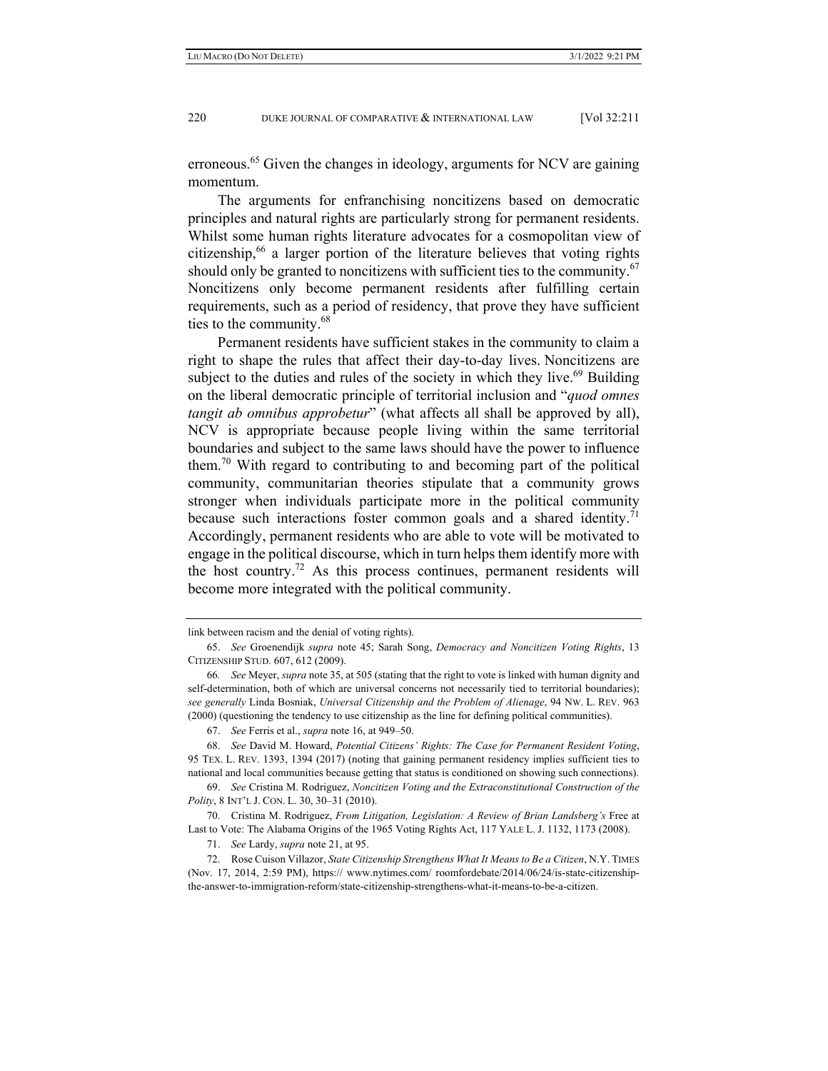erroneous.[65] Given the changes in ideology, arguments for NCV are gaining momentum.

The arguments for enfranchising noncitizens based on democratic principles and natural rights are particularly strong for permanent residents. Whilst some human rights literature advocates for a cosmopolitan view of citizenship,[66] a larger portion of the literature believes that voting rights should only be granted to noncitizens with sufficient ties to the community.[67] Noncitizens only become permanent residents after fulfilling certain requirements, such as a period of residency, that prove they have sufficient ties to the community.[68]

Permanent residents have sufficient stakes in the community to claim a right to shape the rules that affect their day-to-day lives. Noncitizens are subject to the duties and rules of the society in which they live.[69] Building on the liberal democratic principle of territorial inclusion and "*quod omnes tangit ab omnibus approbetur*" (what affects all shall be approved by all), NCV is appropriate because people living within the same territorial boundaries and subject to the same laws should have the power to influence them.[70] With regard to contributing to and becoming part of the political community, communitarian theories stipulate that a community grows stronger when individuals participate more in the political community because such interactions foster common goals and a shared identity.[71] Accordingly, permanent residents who are able to vote will be motivated to engage in the political discourse, which in turn helps them identify more with the host country.[72] As this process continues, permanent residents will become more integrated with the political community.

---

link between racism and the denial of voting rights).

65. *See* Groenendijk *supra* note 45; Sarah Song, *Democracy and Noncitizen Voting Rights*, 13 CITIZENSHIP STUD. 607, 612 (2009).

66. *See* Meyer, *supra* note 35, at 505 (stating that the right to vote is linked with human dignity and self-determination, both of which are universal concerns not necessarily tied to territorial boundaries); *see generally* Linda Bosniak, *Universal Citizenship and the Problem of Alienage*, 94 NW. L. REV. 963 (2000) (questioning the tendency to use citizenship as the line for defining political communities).

67. *See* Ferris et al., *supra* note 16, at 949–50.

68. *See* David M. Howard, *Potential Citizens' Rights: The Case for Permanent Resident Voting*, 95 TEX. L. REV. 1393, 1394 (2017) (noting that gaining permanent residency implies sufficient ties to national and local communities because getting that status is conditioned on showing such connections).

69. *See* Cristina M. Rodriguez, *Noncitizen Voting and the Extraconstitutional Construction of the Polity*, 8 INT'L J. CON. L. 30, 30–31 (2010).

70. Cristina M. Rodriguez, *From Litigation, Legislation: A Review of Brian Landsberg's* Free at Last to Vote: The Alabama Origins of the 1965 Voting Rights Act, 117 YALE L. J. 1132, 1173 (2008).

71. *See* Lardy, *supra* note 21, at 95.

72. Rose Cuison Villazor, *State Citizenship Strengthens What It Means to Be a Citizen*, N.Y. TIMES (Nov. 17, 2014, 2:59 PM), https:// www.nytimes.com/ roomfordebate/2014/06/24/is-state-citizenship-the-answer-to-immigration-reform/state-citizenship-strengthens-what-it-means-to-be-a-citizen.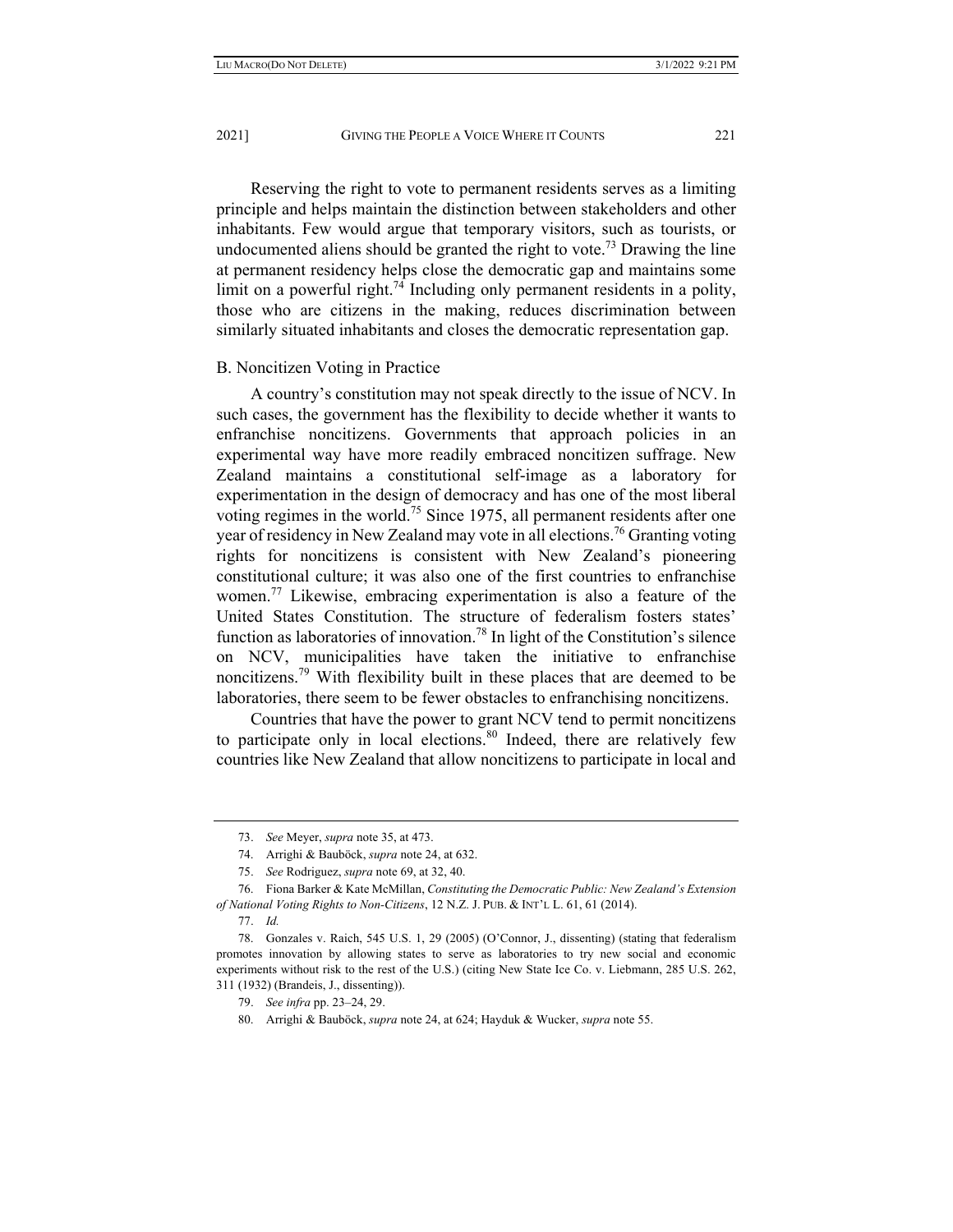Reserving the right to vote to permanent residents serves as a limiting principle and helps maintain the distinction between stakeholders and other inhabitants. Few would argue that temporary visitors, such as tourists, or undocumented aliens should be granted the right to vote.[73] Drawing the line at permanent residency helps close the democratic gap and maintains some limit on a powerful right.[74] Including only permanent residents in a polity, those who are citizens in the making, reduces discrimination between similarly situated inhabitants and closes the democratic representation gap.

### B. Noncitizen Voting in Practice

A country's constitution may not speak directly to the issue of NCV. In such cases, the government has the flexibility to decide whether it wants to enfranchise noncitizens. Governments that approach policies in an experimental way have more readily embraced noncitizen suffrage. New Zealand maintains a constitutional self-image as a laboratory for experimentation in the design of democracy and has one of the most liberal voting regimes in the world.[75] Since 1975, all permanent residents after one year of residency in New Zealand may vote in all elections.[76] Granting voting rights for noncitizens is consistent with New Zealand's pioneering constitutional culture; it was also one of the first countries to enfranchise women.[77] Likewise, embracing experimentation is also a feature of the United States Constitution. The structure of federalism fosters states' function as laboratories of innovation.[78] In light of the Constitution's silence on NCV, municipalities have taken the initiative to enfranchise noncitizens.[79] With flexibility built in these places that are deemed to be laboratories, there seem to be fewer obstacles to enfranchising noncitizens.

Countries that have the power to grant NCV tend to permit noncitizens to participate only in local elections.[80] Indeed, there are relatively few countries like New Zealand that allow noncitizens to participate in local and

---

73. *See* Meyer, *supra* note 35, at 473.

74. Arrighi & Bauböck, *supra* note 24, at 632.

75. *See* Rodriguez, *supra* note 69, at 32, 40.

76. Fiona Barker & Kate McMillan, *Constituting the Democratic Public: New Zealand's Extension of National Voting Rights to Non-Citizens*, 12 N.Z. J. PUB. & INT'L L. 61, 61 (2014).

77. *Id.*

78. Gonzales v. Raich, 545 U.S. 1, 29 (2005) (O'Connor, J., dissenting) (stating that federalism promotes innovation by allowing states to serve as laboratories to try new social and economic experiments without risk to the rest of the U.S.) (citing New State Ice Co. v. Liebmann, 285 U.S. 262, 311 (1932) (Brandeis, J., dissenting)).

79. *See infra* pp. 23–24, 29.

80. Arrighi & Bauböck, *supra* note 24, at 624; Hayduk & Wucker, *supra* note 55.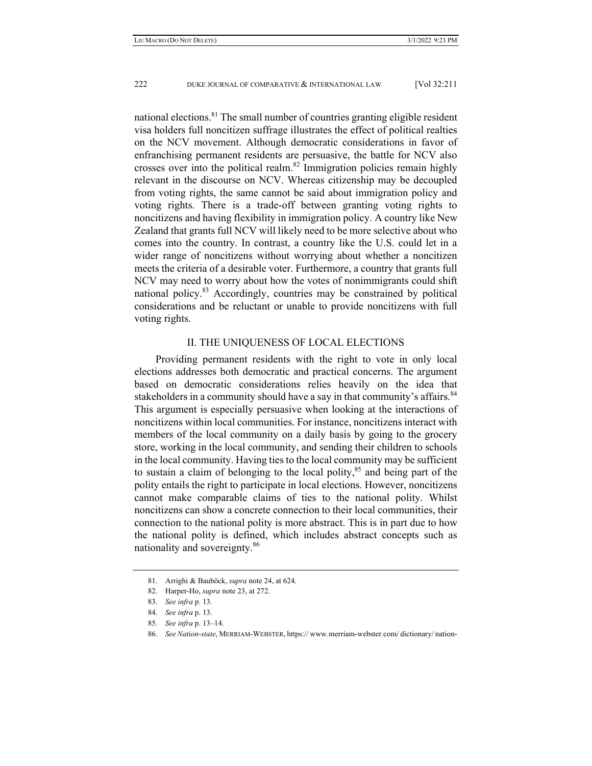national elections.[81] The small number of countries granting eligible resident visa holders full noncitizen suffrage illustrates the effect of political realties on the NCV movement. Although democratic considerations in favor of enfranchising permanent residents are persuasive, the battle for NCV also crosses over into the political realm.[82] Immigration policies remain highly relevant in the discourse on NCV. Whereas citizenship may be decoupled from voting rights, the same cannot be said about immigration policy and voting rights. There is a trade-off between granting voting rights to noncitizens and having flexibility in immigration policy. A country like New Zealand that grants full NCV will likely need to be more selective about who comes into the country. In contrast, a country like the U.S. could let in a wider range of noncitizens without worrying about whether a noncitizen meets the criteria of a desirable voter. Furthermore, a country that grants full NCV may need to worry about how the votes of nonimmigrants could shift national policy.[83] Accordingly, countries may be constrained by political considerations and be reluctant or unable to provide noncitizens with full voting rights.

## II. THE UNIQUENESS OF LOCAL ELECTIONS

Providing permanent residents with the right to vote in only local elections addresses both democratic and practical concerns. The argument based on democratic considerations relies heavily on the idea that stakeholders in a community should have a say in that community's affairs.[84] This argument is especially persuasive when looking at the interactions of noncitizens within local communities. For instance, noncitizens interact with members of the local community on a daily basis by going to the grocery store, working in the local community, and sending their children to schools in the local community. Having ties to the local community may be sufficient to sustain a claim of belonging to the local polity,[85] and being part of the polity entails the right to participate in local elections. However, noncitizens cannot make comparable claims of ties to the national polity. Whilst noncitizens can show a concrete connection to their local communities, their connection to the national polity is more abstract. This is in part due to how the national polity is defined, which includes abstract concepts such as nationality and sovereignty.[86]

---

81. Arrighi & Bauböck, *supra* note 24, at 624.

82. Harper-Ho, *supra* note 23, at 272.

83. *See infra* p. 13.

84. *See infra* p. 13.

85. *See infra* p. 13–14.

86. *See Nation-state*, MERRIAM-WEBSTER, https:// www.merriam-webster.com/ dictionary/ nation-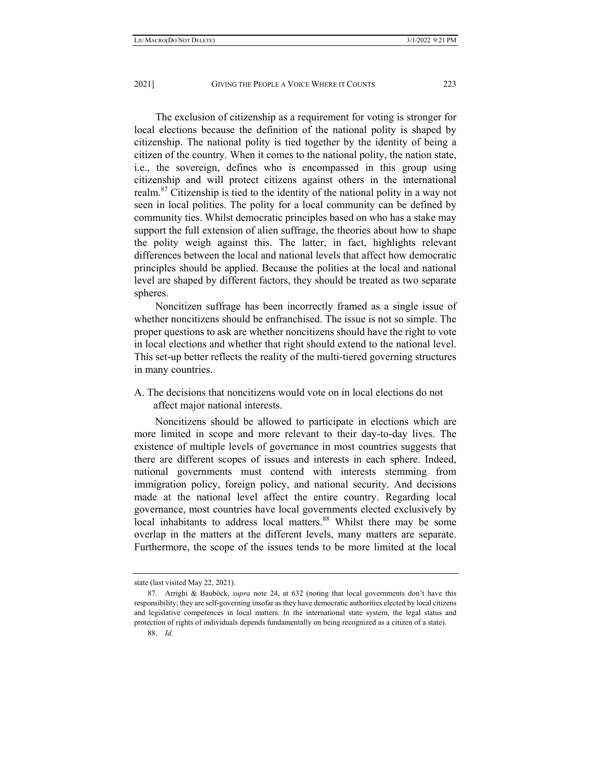The exclusion of citizenship as a requirement for voting is stronger for local elections because the definition of the national polity is shaped by citizenship. The national polity is tied together by the identity of being a citizen of the country. When it comes to the national polity, the nation state, i.e., the sovereign, defines who is encompassed in this group using citizenship and will protect citizens against others in the international realm.[87] Citizenship is tied to the identity of the national polity in a way not seen in local polities. The polity for a local community can be defined by community ties. Whilst democratic principles based on who has a stake may support the full extension of alien suffrage, the theories about how to shape the polity weigh against this. The latter, in fact, highlights relevant differences between the local and national levels that affect how democratic principles should be applied. Because the polities at the local and national level are shaped by different factors, they should be treated as two separate spheres.

Noncitizen suffrage has been incorrectly framed as a single issue of whether noncitizens should be enfranchised. The issue is not so simple. The proper questions to ask are whether noncitizens should have the right to vote in local elections and whether that right should extend to the national level. This set-up better reflects the reality of the multi-tiered governing structures in many countries.

### A. The decisions that noncitizens would vote on in local elections do not affect major national interests.

Noncitizens should be allowed to participate in elections which are more limited in scope and more relevant to their day-to-day lives. The existence of multiple levels of governance in most countries suggests that there are different scopes of issues and interests in each sphere. Indeed, national governments must contend with interests stemming from immigration policy, foreign policy, and national security. And decisions made at the national level affect the entire country. Regarding local governance, most countries have local governments elected exclusively by local inhabitants to address local matters.[88] Whilst there may be some overlap in the matters at the different levels, many matters are separate. Furthermore, the scope of the issues tends to be more limited at the local

---

state (last visited May 22, 2021).

87. Arrighi & Bauböck, *supra* note 24, at 632 (noting that local governments don't have this responsibility; they are self-governing insofar as they have democratic authorities elected by local citizens and legislative competences in local matters. In the international state system, the legal status and protection of rights of individuals depends fundamentally on being recognized as a citizen of a state).

88. *Id.*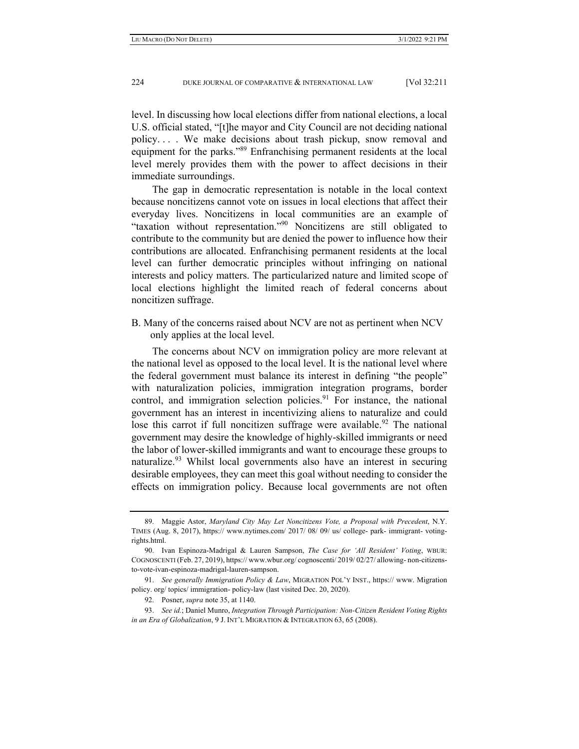level. In discussing how local elections differ from national elections, a local U.S. official stated, "[t]he mayor and City Council are not deciding national policy. . . . We make decisions about trash pickup, snow removal and equipment for the parks."[89] Enfranchising permanent residents at the local level merely provides them with the power to affect decisions in their immediate surroundings.

The gap in democratic representation is notable in the local context because noncitizens cannot vote on issues in local elections that affect their everyday lives. Noncitizens in local communities are an example of "taxation without representation."[90] Noncitizens are still obligated to contribute to the community but are denied the power to influence how their contributions are allocated. Enfranchising permanent residents at the local level can further democratic principles without infringing on national interests and policy matters. The particularized nature and limited scope of local elections highlight the limited reach of federal concerns about noncitizen suffrage.

### B. Many of the concerns raised about NCV are not as pertinent when NCV only applies at the local level.

The concerns about NCV on immigration policy are more relevant at the national level as opposed to the local level. It is the national level where the federal government must balance its interest in defining "the people" with naturalization policies, immigration integration programs, border control, and immigration selection policies.[91] For instance, the national government has an interest in incentivizing aliens to naturalize and could lose this carrot if full noncitizen suffrage were available.[92] The national government may desire the knowledge of highly-skilled immigrants or need the labor of lower-skilled immigrants and want to encourage these groups to naturalize.[93] Whilst local governments also have an interest in securing desirable employees, they can meet this goal without needing to consider the effects on immigration policy. Because local governments are not often

---

89. Maggie Astor, *Maryland City May Let Noncitizens Vote, a Proposal with Precedent*, N.Y. TIMES (Aug. 8, 2017), https:// www.nytimes.com/ 2017/ 08/ 09/ us/ college- park- immigrant- voting-rights.html.

90. Ivan Espinoza-Madrigal & Lauren Sampson, *The Case for 'All Resident' Voting*, WBUR: COGNOSCENTI (Feb. 27, 2019), https:// www.wbur.org/ cognoscenti/ 2019/ 02/27/ allowing- non-citizens-to-vote-ivan-espinoza-madrigal-lauren-sampson.

91. *See generally Immigration Policy & Law*, MIGRATION POL'Y INST., https:// www. Migration policy. org/ topics/ immigration- policy-law (last visited Dec. 20, 2020).

92. Posner, *supra* note 35, at 1140.

93. *See id.*; Daniel Munro, *Integration Through Participation: Non-Citizen Resident Voting Rights in an Era of Globalization*, 9 J. INT'L MIGRATION & INTEGRATION 63, 65 (2008).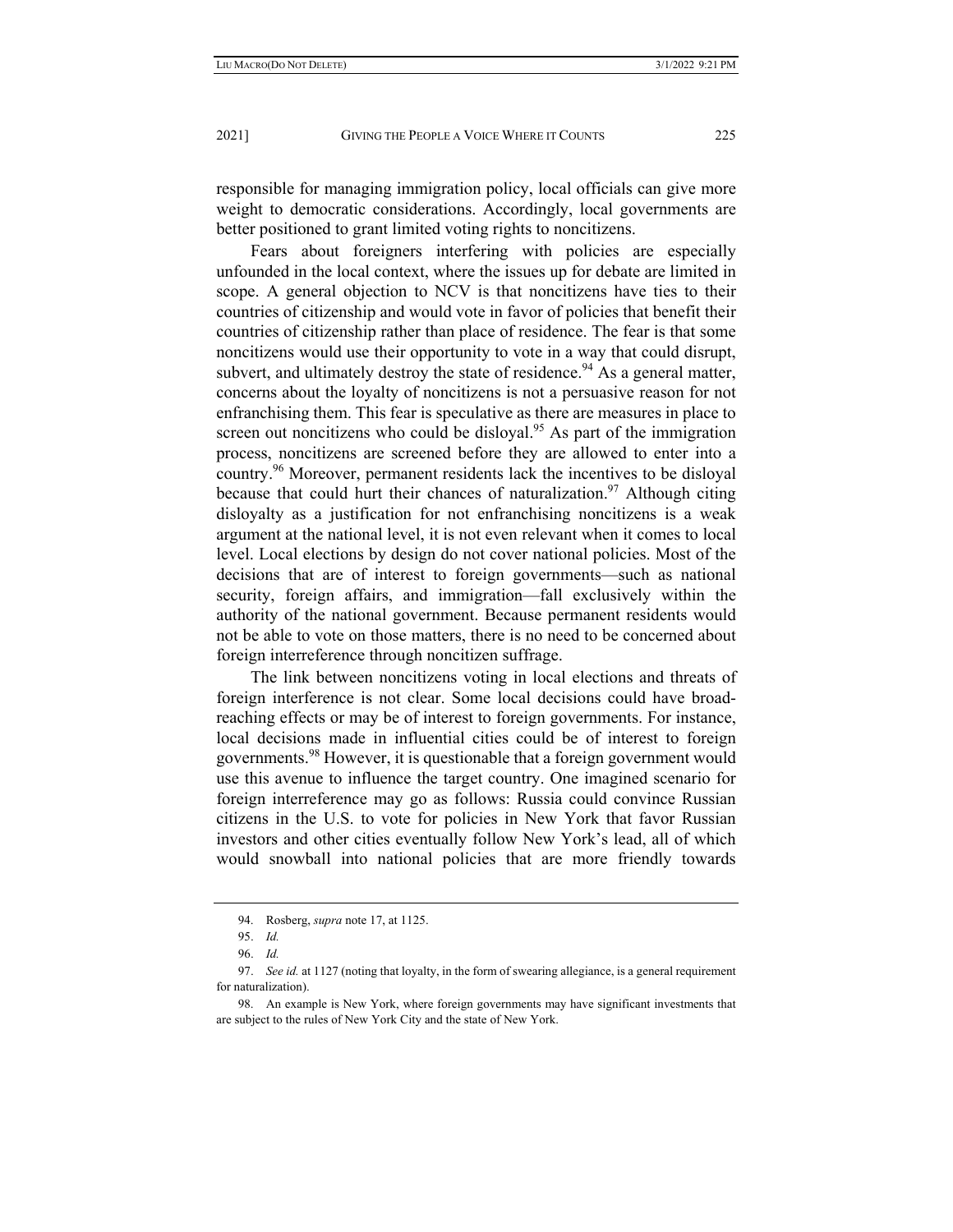responsible for managing immigration policy, local officials can give more weight to democratic considerations. Accordingly, local governments are better positioned to grant limited voting rights to noncitizens.

Fears about foreigners interfering with policies are especially unfounded in the local context, where the issues up for debate are limited in scope. A general objection to NCV is that noncitizens have ties to their countries of citizenship and would vote in favor of policies that benefit their countries of citizenship rather than place of residence. The fear is that some noncitizens would use their opportunity to vote in a way that could disrupt, subvert, and ultimately destroy the state of residence.[94] As a general matter, concerns about the loyalty of noncitizens is not a persuasive reason for not enfranchising them. This fear is speculative as there are measures in place to screen out noncitizens who could be disloyal.[95] As part of the immigration process, noncitizens are screened before they are allowed to enter into a country.[96] Moreover, permanent residents lack the incentives to be disloyal because that could hurt their chances of naturalization.[97] Although citing disloyalty as a justification for not enfranchising noncitizens is a weak argument at the national level, it is not even relevant when it comes to local level. Local elections by design do not cover national policies. Most of the decisions that are of interest to foreign governments—such as national security, foreign affairs, and immigration—fall exclusively within the authority of the national government. Because permanent residents would not be able to vote on those matters, there is no need to be concerned about foreign interreference through noncitizen suffrage.

The link between noncitizens voting in local elections and threats of foreign interference is not clear. Some local decisions could have broad-reaching effects or may be of interest to foreign governments. For instance, local decisions made in influential cities could be of interest to foreign governments.[98] However, it is questionable that a foreign government would use this avenue to influence the target country. One imagined scenario for foreign interreference may go as follows: Russia could convince Russian citizens in the U.S. to vote for policies in New York that favor Russian investors and other cities eventually follow New York's lead, all of which would snowball into national policies that are more friendly towards

---

94. Rosberg, *supra* note 17, at 1125.

95. *Id.*

96. *Id.*

97. *See id.* at 1127 (noting that loyalty, in the form of swearing allegiance, is a general requirement for naturalization).

98. An example is New York, where foreign governments may have significant investments that are subject to the rules of New York City and the state of New York.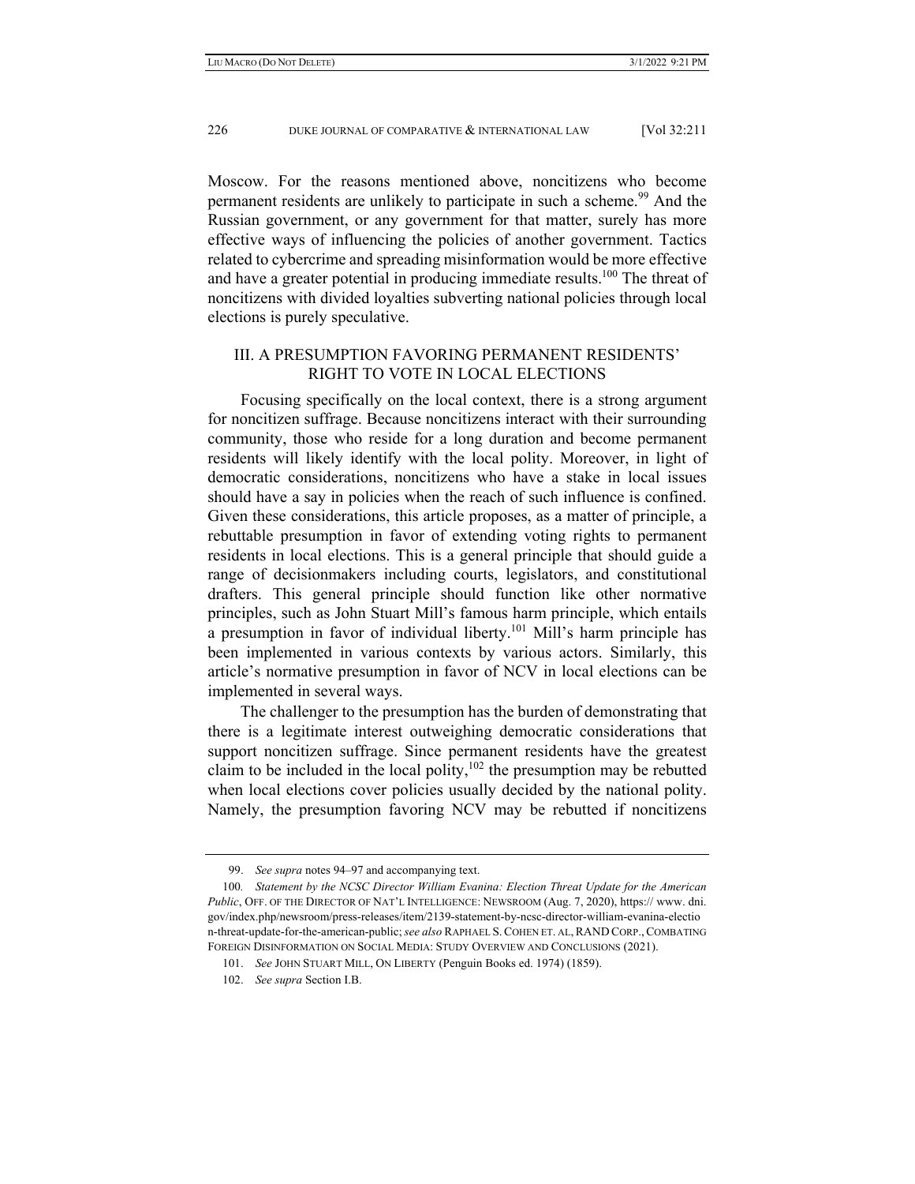Moscow. For the reasons mentioned above, noncitizens who become permanent residents are unlikely to participate in such a scheme.[99] And the Russian government, or any government for that matter, surely has more effective ways of influencing the policies of another government. Tactics related to cybercrime and spreading misinformation would be more effective and have a greater potential in producing immediate results.[100] The threat of noncitizens with divided loyalties subverting national policies through local elections is purely speculative.

## III. A PRESUMPTION FAVORING PERMANENT RESIDENTS' RIGHT TO VOTE IN LOCAL ELECTIONS

Focusing specifically on the local context, there is a strong argument for noncitizen suffrage. Because noncitizens interact with their surrounding community, those who reside for a long duration and become permanent residents will likely identify with the local polity. Moreover, in light of democratic considerations, noncitizens who have a stake in local issues should have a say in policies when the reach of such influence is confined. Given these considerations, this article proposes, as a matter of principle, a rebuttable presumption in favor of extending voting rights to permanent residents in local elections. This is a general principle that should guide a range of decisionmakers including courts, legislators, and constitutional drafters. This general principle should function like other normative principles, such as John Stuart Mill's famous harm principle, which entails a presumption in favor of individual liberty.[101] Mill's harm principle has been implemented in various contexts by various actors. Similarly, this article's normative presumption in favor of NCV in local elections can be implemented in several ways.

The challenger to the presumption has the burden of demonstrating that there is a legitimate interest outweighing democratic considerations that support noncitizen suffrage. Since permanent residents have the greatest claim to be included in the local polity,[102] the presumption may be rebutted when local elections cover policies usually decided by the national polity. Namely, the presumption favoring NCV may be rebutted if noncitizens

---

99. *See supra* notes 94–97 and accompanying text.

100. *Statement by the NCSC Director William Evanina: Election Threat Update for the American Public*, OFF. OF THE DIRECTOR OF NAT'L INTELLIGENCE: NEWSROOM (Aug. 7, 2020), https:// www. dni. gov/index.php/newsroom/press-releases/item/2139-statement-by-ncsc-director-william-evanina-election-threat-update-for-the-american-public; *see also* RAPHAEL S. COHEN ET. AL, RAND CORP., COMBATING FOREIGN DISINFORMATION ON SOCIAL MEDIA: STUDY OVERVIEW AND CONCLUSIONS (2021).

101. *See* JOHN STUART MILL, ON LIBERTY (Penguin Books ed. 1974) (1859).

102. *See supra* Section I.B.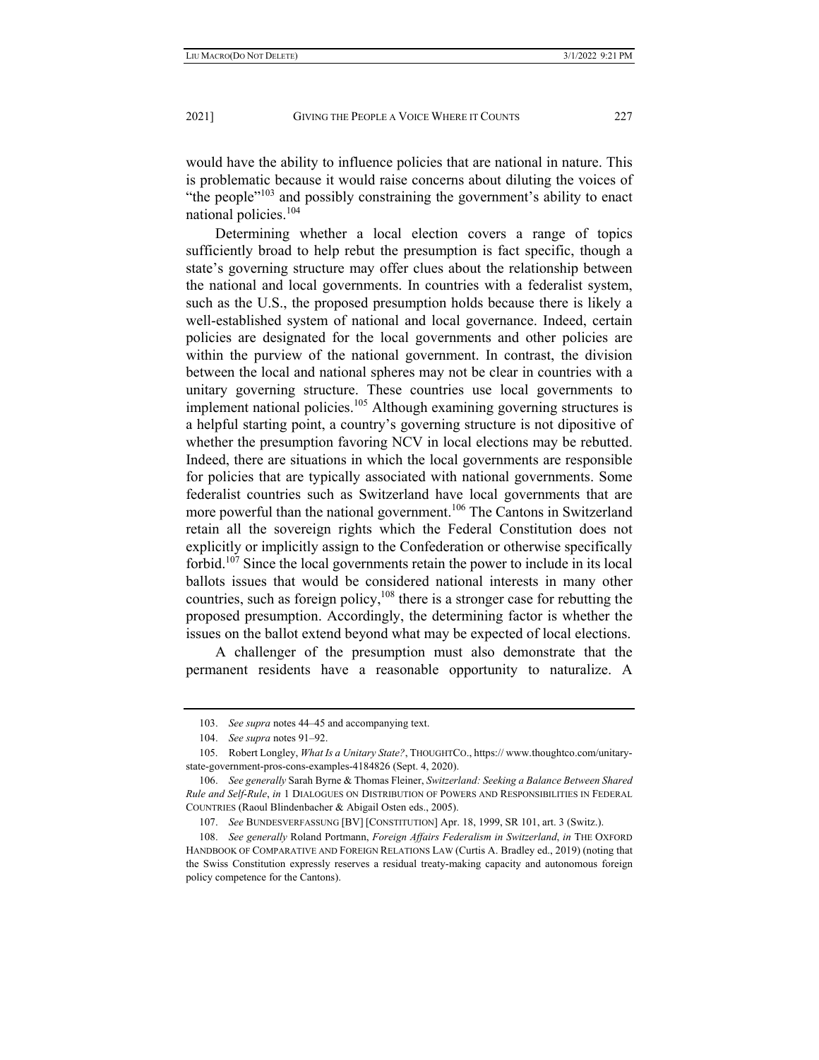would have the ability to influence policies that are national in nature. This is problematic because it would raise concerns about diluting the voices of "the people"[103] and possibly constraining the government's ability to enact national policies.[104]

Determining whether a local election covers a range of topics sufficiently broad to help rebut the presumption is fact specific, though a state's governing structure may offer clues about the relationship between the national and local governments. In countries with a federalist system, such as the U.S., the proposed presumption holds because there is likely a well-established system of national and local governance. Indeed, certain policies are designated for the local governments and other policies are within the purview of the national government. In contrast, the division between the local and national spheres may not be clear in countries with a unitary governing structure. These countries use local governments to implement national policies.[105] Although examining governing structures is a helpful starting point, a country's governing structure is not dipositive of whether the presumption favoring NCV in local elections may be rebutted. Indeed, there are situations in which the local governments are responsible for policies that are typically associated with national governments. Some federalist countries such as Switzerland have local governments that are more powerful than the national government.[106] The Cantons in Switzerland retain all the sovereign rights which the Federal Constitution does not explicitly or implicitly assign to the Confederation or otherwise specifically forbid.[107] Since the local governments retain the power to include in its local ballots issues that would be considered national interests in many other countries, such as foreign policy,[108] there is a stronger case for rebutting the proposed presumption. Accordingly, the determining factor is whether the issues on the ballot extend beyond what may be expected of local elections.

A challenger of the presumption must also demonstrate that the permanent residents have a reasonable opportunity to naturalize. A

---

103. *See supra* notes 44–45 and accompanying text.

104. *See supra* notes 91–92.

105. Robert Longley, *What Is a Unitary State?*, THOUGHTCO., https:// www.thoughtco.com/unitary-state-government-pros-cons-examples-4184826 (Sept. 4, 2020).

106. *See generally* Sarah Byrne & Thomas Fleiner, *Switzerland: Seeking a Balance Between Shared Rule and Self-Rule*, *in* 1 DIALOGUES ON DISTRIBUTION OF POWERS AND RESPONSIBILITIES IN FEDERAL COUNTRIES (Raoul Blindenbacher & Abigail Osten eds., 2005).

107. *See* BUNDESVERFASSUNG [BV] [CONSTITUTION] Apr. 18, 1999, SR 101, art. 3 (Switz.).

108. *See generally* Roland Portmann, *Foreign Affairs Federalism in Switzerland*, *in* THE OXFORD HANDBOOK OF COMPARATIVE AND FOREIGN RELATIONS LAW (Curtis A. Bradley ed., 2019) (noting that the Swiss Constitution expressly reserves a residual treaty-making capacity and autonomous foreign policy competence for the Cantons).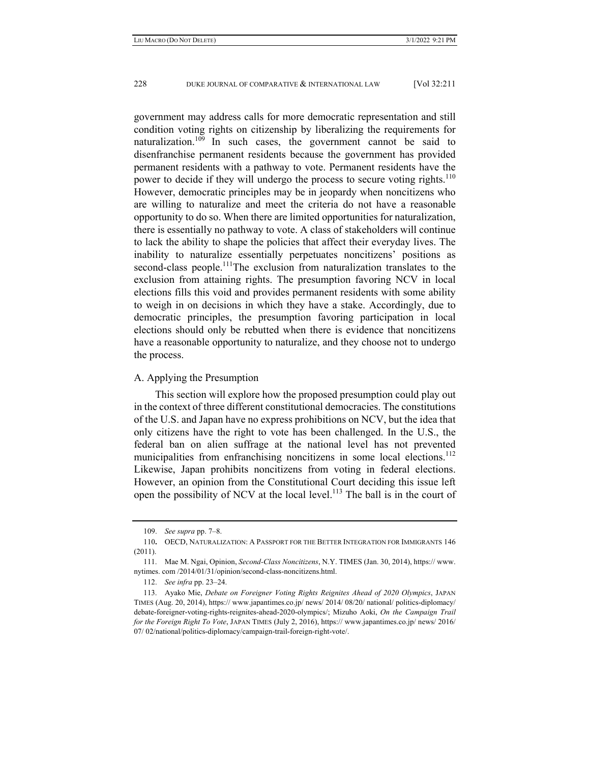government may address calls for more democratic representation and still condition voting rights on citizenship by liberalizing the requirements for naturalization.[109] In such cases, the government cannot be said to disenfranchise permanent residents because the government has provided permanent residents with a pathway to vote. Permanent residents have the power to decide if they will undergo the process to secure voting rights.[110] However, democratic principles may be in jeopardy when noncitizens who are willing to naturalize and meet the criteria do not have a reasonable opportunity to do so. When there are limited opportunities for naturalization, there is essentially no pathway to vote. A class of stakeholders will continue to lack the ability to shape the policies that affect their everyday lives. The inability to naturalize essentially perpetuates noncitizens' positions as second-class people.[111]The exclusion from naturalization translates to the exclusion from attaining rights. The presumption favoring NCV in local elections fills this void and provides permanent residents with some ability to weigh in on decisions in which they have a stake. Accordingly, due to democratic principles, the presumption favoring participation in local elections should only be rebutted when there is evidence that noncitizens have a reasonable opportunity to naturalize, and they choose not to undergo the process.

### A. Applying the Presumption

This section will explore how the proposed presumption could play out in the context of three different constitutional democracies. The constitutions of the U.S. and Japan have no express prohibitions on NCV, but the idea that only citizens have the right to vote has been challenged. In the U.S., the federal ban on alien suffrage at the national level has not prevented municipalities from enfranchising noncitizens in some local elections.[112] Likewise, Japan prohibits noncitizens from voting in federal elections. However, an opinion from the Constitutional Court deciding this issue left open the possibility of NCV at the local level.[113] The ball is in the court of

---

109. *See supra* pp. 7–8.

110. OECD, NATURALIZATION: A PASSPORT FOR THE BETTER INTEGRATION FOR IMMIGRANTS 146 (2011).

111. Mae M. Ngai, Opinion, *Second-Class Noncitizens*, N.Y. TIMES (Jan. 30, 2014), https:// www. nytimes. com /2014/01/31/opinion/second-class-noncitizens.html.

112. *See infra* pp. 23–24.

113. Ayako Mie, *Debate on Foreigner Voting Rights Reignites Ahead of 2020 Olympics*, JAPAN TIMES (Aug. 20, 2014), https:// www.japantimes.co.jp/ news/ 2014/ 08/20/ national/ politics-diplomacy/ debate-foreigner-voting-rights-reignites-ahead-2020-olympics/; Mizuho Aoki, *On the Campaign Trail for the Foreign Right To Vote*, JAPAN TIMES (July 2, 2016), https:// www.japantimes.co.jp/ news/ 2016/ 07/ 02/national/politics-diplomacy/campaign-trail-foreign-right-vote/.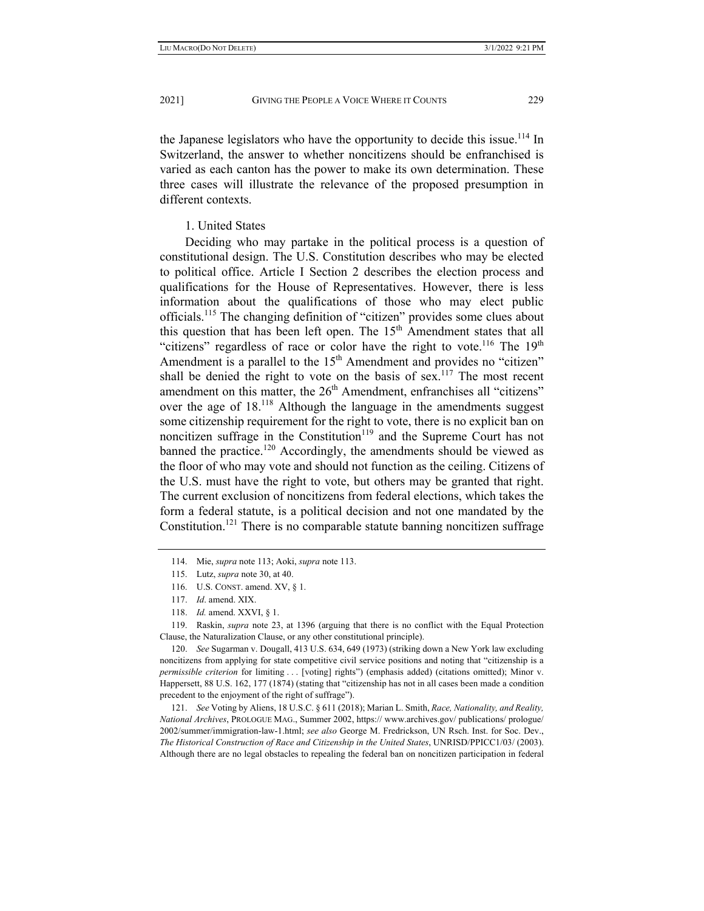the Japanese legislators who have the opportunity to decide this issue.[114] In Switzerland, the answer to whether noncitizens should be enfranchised is varied as each canton has the power to make its own determination. These three cases will illustrate the relevance of the proposed presumption in different contexts.

1. United States

Deciding who may partake in the political process is a question of constitutional design. The U.S. Constitution describes who may be elected to political office. Article I Section 2 describes the election process and qualifications for the House of Representatives. However, there is less information about the qualifications of those who may elect public officials.[115] The changing definition of "citizen" provides some clues about this question that has been left open. The 15th Amendment states that all "citizens" regardless of race or color have the right to vote.[116] The 19th Amendment is a parallel to the 15th Amendment and provides no "citizen" shall be denied the right to vote on the basis of sex.[117] The most recent amendment on this matter, the 26th Amendment, enfranchises all "citizens" over the age of 18.[118] Although the language in the amendments suggest some citizenship requirement for the right to vote, there is no explicit ban on noncitizen suffrage in the Constitution[119] and the Supreme Court has not banned the practice.[120] Accordingly, the amendments should be viewed as the floor of who may vote and should not function as the ceiling. Citizens of the U.S. must have the right to vote, but others may be granted that right. The current exclusion of noncitizens from federal elections, which takes the form a federal statute, is a political decision and not one mandated by the Constitution.[121] There is no comparable statute banning noncitizen suffrage

---

114. Mie, *supra* note 113; Aoki, *supra* note 113.

115. Lutz, *supra* note 30, at 40.

116. U.S. CONST. amend. XV, § 1.

117. *Id*. amend. XIX.

118. *Id.* amend. XXVI, § 1.

119. Raskin, *supra* note 23, at 1396 (arguing that there is no conflict with the Equal Protection Clause, the Naturalization Clause, or any other constitutional principle).

120. *See* Sugarman v. Dougall, 413 U.S. 634, 649 (1973) (striking down a New York law excluding noncitizens from applying for state competitive civil service positions and noting that "citizenship is a *permissible criterion* for limiting . . . [voting] rights") (emphasis added) (citations omitted); Minor v. Happersett, 88 U.S. 162, 177 (1874) (stating that "citizenship has not in all cases been made a condition precedent to the enjoyment of the right of suffrage").

121. *See* Voting by Aliens, 18 U.S.C. § 611 (2018); Marian L. Smith, *Race, Nationality, and Reality, National Archives*, PROLOGUE MAG., Summer 2002, https:// www.archives.gov/ publications/ prologue/ 2002/summer/immigration-law-1.html; *see also* George M. Fredrickson, UN Rsch. Inst. for Soc. Dev., *The Historical Construction of Race and Citizenship in the United States*, UNRISD/PPICC1/03/ (2003). Although there are no legal obstacles to repealing the federal ban on noncitizen participation in federal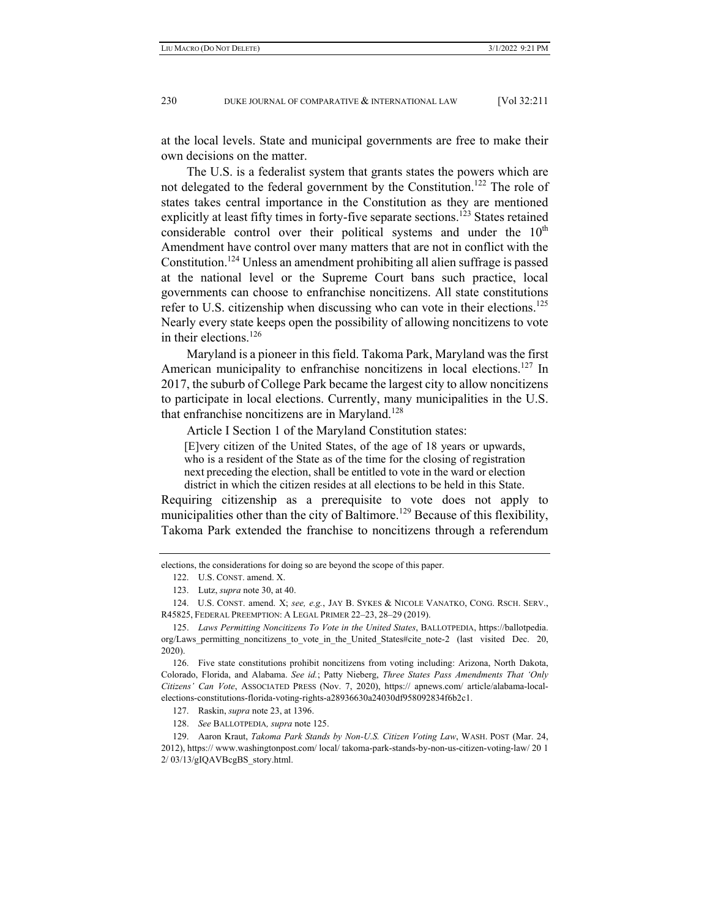at the local levels. State and municipal governments are free to make their own decisions on the matter.

The U.S. is a federalist system that grants states the powers which are not delegated to the federal government by the Constitution.[122] The role of states takes central importance in the Constitution as they are mentioned explicitly at least fifty times in forty-five separate sections.[123] States retained considerable control over their political systems and under the 10th Amendment have control over many matters that are not in conflict with the Constitution.[124] Unless an amendment prohibiting all alien suffrage is passed at the national level or the Supreme Court bans such practice, local governments can choose to enfranchise noncitizens. All state constitutions refer to U.S. citizenship when discussing who can vote in their elections.[125] Nearly every state keeps open the possibility of allowing noncitizens to vote in their elections.[126]

Maryland is a pioneer in this field. Takoma Park, Maryland was the first American municipality to enfranchise noncitizens in local elections.[127] In 2017, the suburb of College Park became the largest city to allow noncitizens to participate in local elections. Currently, many municipalities in the U.S. that enfranchise noncitizens are in Maryland.[128]

Article I Section 1 of the Maryland Constitution states:

> [E]very citizen of the United States, of the age of 18 years or upwards, who is a resident of the State as of the time for the closing of registration next preceding the election, shall be entitled to vote in the ward or election district in which the citizen resides at all elections to be held in this State.

Requiring citizenship as a prerequisite to vote does not apply to municipalities other than the city of Baltimore.[129] Because of this flexibility, Takoma Park extended the franchise to noncitizens through a referendum

---

elections, the considerations for doing so are beyond the scope of this paper.

122. U.S. CONST. amend. X.

123. Lutz, *supra* note 30, at 40.

124. U.S. CONST. amend. X; *see, e.g.*, JAY B. SYKES & NICOLE VANATKO, CONG. RSCH. SERV., R45825, FEDERAL PREEMPTION: A LEGAL PRIMER 22–23, 28–29 (2019).

125. *Laws Permitting Noncitizens To Vote in the United States*, BALLOTPEDIA, https://ballotpedia.org/Laws_permitting_noncitizens_to_vote_in_the_United_States#cite_note-2 (last visited Dec. 20, 2020).

126. Five state constitutions prohibit noncitizens from voting including: Arizona, North Dakota, Colorado, Florida, and Alabama. *See id.*; Patty Nieberg, *Three States Pass Amendments That 'Only Citizens' Can Vote*, ASSOCIATED PRESS (Nov. 7, 2020), https:// apnews.com/ article/alabama-local-elections-constitutions-florida-voting-rights-a28936630a24030df958092834f6b2c1.

127. Raskin, *supra* note 23, at 1396.

128. *See* BALLOTPEDIA*, supra* note 125.

129. Aaron Kraut, *Takoma Park Stands by Non-U.S. Citizen Voting Law*, WASH. POST (Mar. 24, 2012), https:// www.washingtonpost.com/ local/ takoma-park-stands-by-non-us-citizen-voting-law/ 20 1 2/ 03/13/gIQAVBcgBS_story.html.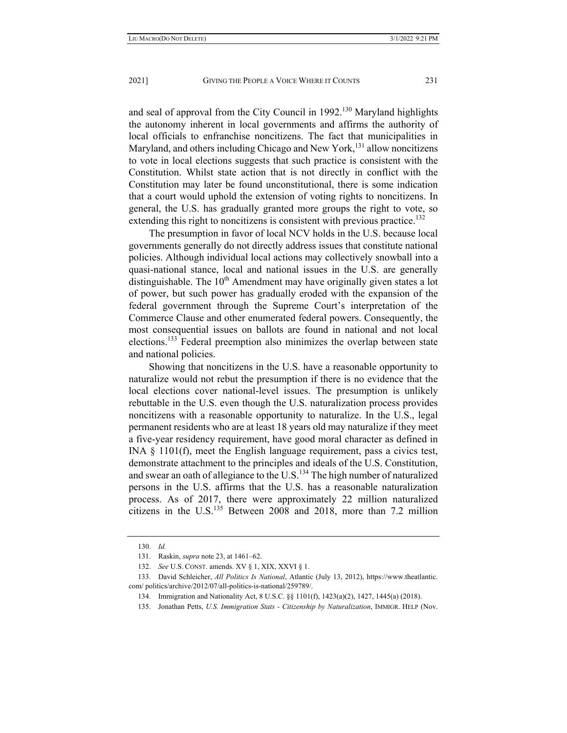and seal of approval from the City Council in 1992.[130] Maryland highlights the autonomy inherent in local governments and affirms the authority of local officials to enfranchise noncitizens. The fact that municipalities in Maryland, and others including Chicago and New York,[131] allow noncitizens to vote in local elections suggests that such practice is consistent with the Constitution. Whilst state action that is not directly in conflict with the Constitution may later be found unconstitutional, there is some indication that a court would uphold the extension of voting rights to noncitizens. In general, the U.S. has gradually granted more groups the right to vote, so extending this right to noncitizens is consistent with previous practice.[132]

The presumption in favor of local NCV holds in the U.S. because local governments generally do not directly address issues that constitute national policies. Although individual local actions may collectively snowball into a quasi-national stance, local and national issues in the U.S. are generally distinguishable. The 10th Amendment may have originally given states a lot of power, but such power has gradually eroded with the expansion of the federal government through the Supreme Court's interpretation of the Commerce Clause and other enumerated federal powers. Consequently, the most consequential issues on ballots are found in national and not local elections.[133] Federal preemption also minimizes the overlap between state and national policies.

Showing that noncitizens in the U.S. have a reasonable opportunity to naturalize would not rebut the presumption if there is no evidence that the local elections cover national-level issues. The presumption is unlikely rebuttable in the U.S. even though the U.S. naturalization process provides noncitizens with a reasonable opportunity to naturalize. In the U.S., legal permanent residents who are at least 18 years old may naturalize if they meet a five-year residency requirement, have good moral character as defined in INA § 1101(f), meet the English language requirement, pass a civics test, demonstrate attachment to the principles and ideals of the U.S. Constitution, and swear an oath of allegiance to the U.S.[134] The high number of naturalized persons in the U.S. affirms that the U.S. has a reasonable naturalization process. As of 2017, there were approximately 22 million naturalized citizens in the U.S.[135] Between 2008 and 2018, more than 7.2 million

---

130. *Id.*

131. Raskin, *supra* note 23, at 1461–62.

132. *See* U.S. CONST. amends. XV § 1, XIX, XXVI § 1.

133. David Schleicher, *All Politics Is National*, Atlantic (July 13, 2012), https://www.theatlantic.com/ politics/archive/2012/07/all-politics-is-national/259789/.

134. Immigration and Nationality Act, 8 U.S.C. §§ 1101(f), 1423(a)(2), 1427, 1445(a) (2018).

135. Jonathan Petts, *U.S. Immigration Stats - Citizenship by Naturalization*, IMMIGR. HELP (Nov.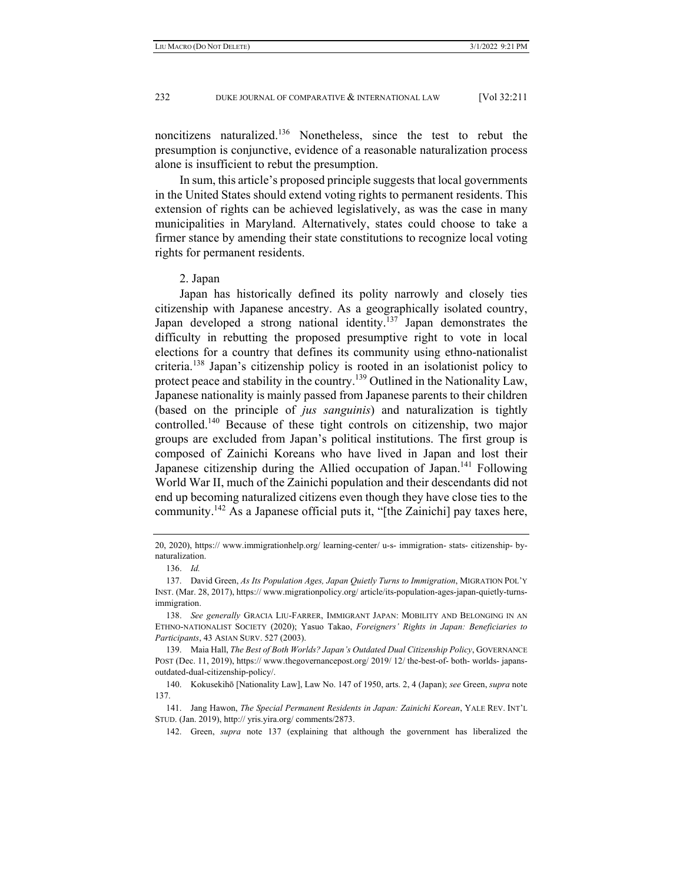noncitizens naturalized.[136] Nonetheless, since the test to rebut the presumption is conjunctive, evidence of a reasonable naturalization process alone is insufficient to rebut the presumption.

In sum, this article's proposed principle suggests that local governments in the United States should extend voting rights to permanent residents. This extension of rights can be achieved legislatively, as was the case in many municipalities in Maryland. Alternatively, states could choose to take a firmer stance by amending their state constitutions to recognize local voting rights for permanent residents.

2. Japan

Japan has historically defined its polity narrowly and closely ties citizenship with Japanese ancestry. As a geographically isolated country, Japan developed a strong national identity.[137] Japan demonstrates the difficulty in rebutting the proposed presumptive right to vote in local elections for a country that defines its community using ethno-nationalist criteria.[138] Japan's citizenship policy is rooted in an isolationist policy to protect peace and stability in the country.[139] Outlined in the Nationality Law, Japanese nationality is mainly passed from Japanese parents to their children (based on the principle of *jus sanguinis*) and naturalization is tightly controlled.[140] Because of these tight controls on citizenship, two major groups are excluded from Japan's political institutions. The first group is composed of Zainichi Koreans who have lived in Japan and lost their Japanese citizenship during the Allied occupation of Japan.[141] Following World War II, much of the Zainichi population and their descendants did not end up becoming naturalized citizens even though they have close ties to the community.[142] As a Japanese official puts it, "[the Zainichi] pay taxes here,

---

20, 2020), https:// www.immigrationhelp.org/ learning-center/ u-s- immigration- stats- citizenship- by-naturalization.

136. *Id.*

137. David Green, *As Its Population Ages, Japan Quietly Turns to Immigration*, MIGRATION POL'Y INST. (Mar. 28, 2017), https:// www.migrationpolicy.org/ article/its-population-ages-japan-quietly-turns-immigration.

138. *See generally* GRACIA LIU-FARRER, IMMIGRANT JAPAN: MOBILITY AND BELONGING IN AN ETHNO-NATIONALIST SOCIETY (2020); Yasuo Takao, *Foreigners' Rights in Japan: Beneficiaries to Participants*, 43 ASIAN SURV. 527 (2003).

139. Maia Hall, *The Best of Both Worlds? Japan's Outdated Dual Citizenship Policy*, GOVERNANCE POST (Dec. 11, 2019), https:// www.thegovernancepost.org/ 2019/ 12/ the-best-of- both- worlds- japans-outdated-dual-citizenship-policy/.

140. Kokusekihō [Nationality Law], Law No. 147 of 1950, arts. 2, 4 (Japan); *see* Green, *supra* note 137.

141. Jang Hawon, *The Special Permanent Residents in Japan: Zainichi Korean*, YALE REV. INT'L STUD. (Jan. 2019), http:// yris.yira.org/ comments/2873.

142. Green, *supra* note 137 (explaining that although the government has liberalized the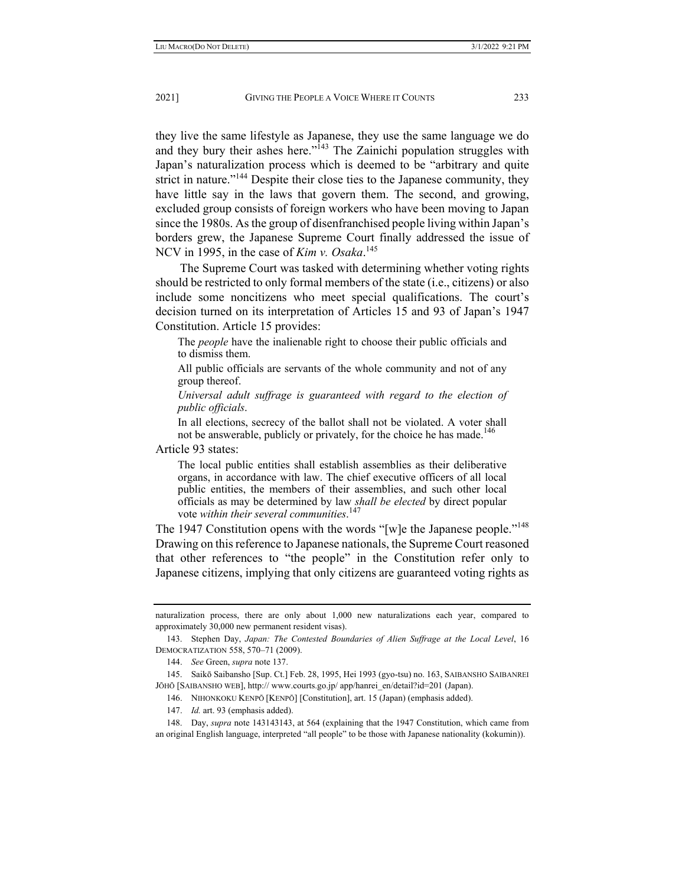they live the same lifestyle as Japanese, they use the same language we do and they bury their ashes here."[143] The Zainichi population struggles with Japan's naturalization process which is deemed to be "arbitrary and quite strict in nature."[144] Despite their close ties to the Japanese community, they have little say in the laws that govern them. The second, and growing, excluded group consists of foreign workers who have been moving to Japan since the 1980s. As the group of disenfranchised people living within Japan's borders grew, the Japanese Supreme Court finally addressed the issue of NCV in 1995, in the case of *Kim v. Osaka*.[145]

The Supreme Court was tasked with determining whether voting rights should be restricted to only formal members of the state (i.e., citizens) or also include some noncitizens who meet special qualifications. The court's decision turned on its interpretation of Articles 15 and 93 of Japan's 1947 Constitution. Article 15 provides:

> The *people* have the inalienable right to choose their public officials and to dismiss them.
>
> All public officials are servants of the whole community and not of any group thereof.
>
> *Universal adult suffrage is guaranteed with regard to the election of public officials*.
>
> In all elections, secrecy of the ballot shall not be violated. A voter shall not be answerable, publicly or privately, for the choice he has made.[146]

Article 93 states:

> The local public entities shall establish assemblies as their deliberative organs, in accordance with law. The chief executive officers of all local public entities, the members of their assemblies, and such other local officials as may be determined by law *shall be elected* by direct popular vote *within their several communities*.[147]

The 1947 Constitution opens with the words "[w]e the Japanese people."[148] Drawing on this reference to Japanese nationals, the Supreme Court reasoned that other references to "the people" in the Constitution refer only to Japanese citizens, implying that only citizens are guaranteed voting rights as

---

naturalization process, there are only about 1,000 new naturalizations each year, compared to approximately 30,000 new permanent resident visas).

143. Stephen Day, *Japan: The Contested Boundaries of Alien Suffrage at the Local Level*, 16 DEMOCRATIZATION 558, 570–71 (2009).

144. *See* Green, *supra* note 137.

145. Saikō Saibansho [Sup. Ct.] Feb. 28, 1995, Hei 1993 (gyo-tsu) no. 163, SAIBANSHO SAIBANREI JŌHŌ [SAIBANSHO WEB], http:// www.courts.go.jp/ app/hanrei_en/detail?id=201 (Japan).

146. NIHONKOKU KENPŌ [KENPŌ] [Constitution], art. 15 (Japan) (emphasis added).

147. *Id.* art. 93 (emphasis added).

148. Day, *supra* note 143143143, at 564 (explaining that the 1947 Constitution, which came from an original English language, interpreted "all people" to be those with Japanese nationality (kokumin)).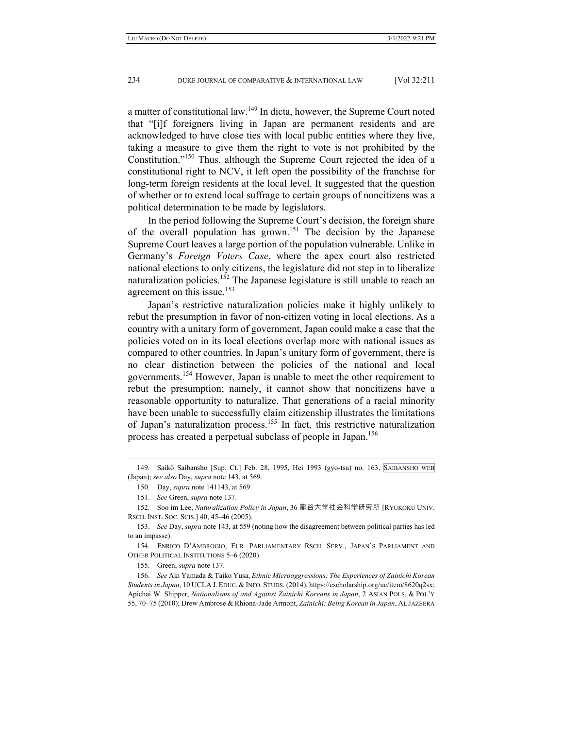a matter of constitutional law.[149] In dicta, however, the Supreme Court noted that "[i]f foreigners living in Japan are permanent residents and are acknowledged to have close ties with local public entities where they live, taking a measure to give them the right to vote is not prohibited by the Constitution."[150] Thus, although the Supreme Court rejected the idea of a constitutional right to NCV, it left open the possibility of the franchise for long-term foreign residents at the local level. It suggested that the question of whether or to extend local suffrage to certain groups of noncitizens was a political determination to be made by legislators.

In the period following the Supreme Court's decision, the foreign share of the overall population has grown.[151] The decision by the Japanese Supreme Court leaves a large portion of the population vulnerable. Unlike in Germany's *Foreign Voters Case*, where the apex court also restricted national elections to only citizens, the legislature did not step in to liberalize naturalization policies.[152] The Japanese legislature is still unable to reach an agreement on this issue.[153]

Japan's restrictive naturalization policies make it highly unlikely to rebut the presumption in favor of non-citizen voting in local elections. As a country with a unitary form of government, Japan could make a case that the policies voted on in its local elections overlap more with national issues as compared to other countries. In Japan's unitary form of government, there is no clear distinction between the policies of the national and local governments.[154] However, Japan is unable to meet the other requirement to rebut the presumption; namely, it cannot show that noncitizens have a reasonable opportunity to naturalize. That generations of a racial minority have been unable to successfully claim citizenship illustrates the limitations of Japan's naturalization process.[155] In fact, this restrictive naturalization process has created a perpetual subclass of people in Japan.[156]

---

149. Saikō Saibansho [Sup. Ct.] Feb. 28, 1995, Hei 1993 (gyo-tsu) no. 163, SAIBANSHO WEB (Japan); *see also* Day, *supra* note 143, at 569.

150. Day, *supra* note 141143, at 569.

151. *See* Green, *supra* note 137.

152. Soo im Lee, *Naturalization Policy in Japan*, 36 龍谷大学社会科学研究所 [RYUKOKU UNIV. RSCH. INST. SOC. SCIS.] 40, 45–46 (2005).

153. *See* Day, *supra* note 143, at 559 (noting how the disagreement between political parties has led to an impasse).

154. ENRICO D'AMBROGIO, EUR. PARLIAMENTARY RSCH. SERV., JAPAN'S PARLIAMENT AND OTHER POLITICAL INSTITUTIONS 5–6 (2020).

155. Green, *supra* note 137.

156. *See* Aki Yamada & Taiko Yusa, *Ethnic Microaggressions: The Experiences of Zainichi Korean Students in Japan*, 10 UCLA J. EDUC. & INFO. STUDS. (2014), https://escholarship.org/uc/item/8620q2sx; Apichai W. Shipper, *Nationalisms of and Against Zainichi Koreans in Japan*, 2 ASIAN POLS. & POL'Y 55, 70–75 (2010); Drew Ambrose & Rhiona-Jade Armont, *Zainichi: Being Korean in Japan*, AL JAZEERA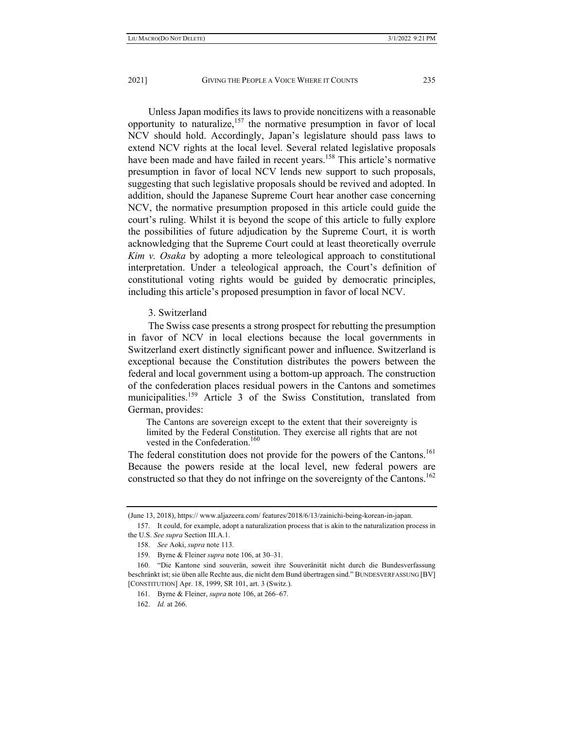Unless Japan modifies its laws to provide noncitizens with a reasonable opportunity to naturalize,[157] the normative presumption in favor of local NCV should hold. Accordingly, Japan's legislature should pass laws to extend NCV rights at the local level. Several related legislative proposals have been made and have failed in recent years.[158] This article's normative presumption in favor of local NCV lends new support to such proposals, suggesting that such legislative proposals should be revived and adopted. In addition, should the Japanese Supreme Court hear another case concerning NCV, the normative presumption proposed in this article could guide the court's ruling. Whilst it is beyond the scope of this article to fully explore the possibilities of future adjudication by the Supreme Court, it is worth acknowledging that the Supreme Court could at least theoretically overrule *Kim v. Osaka* by adopting a more teleological approach to constitutional interpretation. Under a teleological approach, the Court's definition of constitutional voting rights would be guided by democratic principles, including this article's proposed presumption in favor of local NCV.

### 3. Switzerland

The Swiss case presents a strong prospect for rebutting the presumption in favor of NCV in local elections because the local governments in Switzerland exert distinctly significant power and influence. Switzerland is exceptional because the Constitution distributes the powers between the federal and local government using a bottom-up approach. The construction of the confederation places residual powers in the Cantons and sometimes municipalities.[159] Article 3 of the Swiss Constitution, translated from German, provides:

> The Cantons are sovereign except to the extent that their sovereignty is limited by the Federal Constitution. They exercise all rights that are not vested in the Confederation.[160]

The federal constitution does not provide for the powers of the Cantons.[161] Because the powers reside at the local level, new federal powers are constructed so that they do not infringe on the sovereignty of the Cantons.[162]

---

(June 13, 2018), https:// www.aljazeera.com/ features/2018/6/13/zainichi-being-korean-in-japan.

157. It could, for example, adopt a naturalization process that is akin to the naturalization process in the U.S. *See supra* Section III.A.1.

158. *See* Aoki, *supra* note 113.

159. Byrne & Fleiner *supra* note 106, at 30–31.

160. "Die Kantone sind souverän, soweit ihre Souveränität nicht durch die Bundesverfassung beschränkt ist; sie üben alle Rechte aus, die nicht dem Bund übertragen sind." BUNDESVERFASSUNG [BV] [CONSTITUTION] Apr. 18, 1999, SR 101, art. 3 (Switz.).

161. Byrne & Fleiner, *supra* note 106, at 266–67.

162. *Id.* at 266.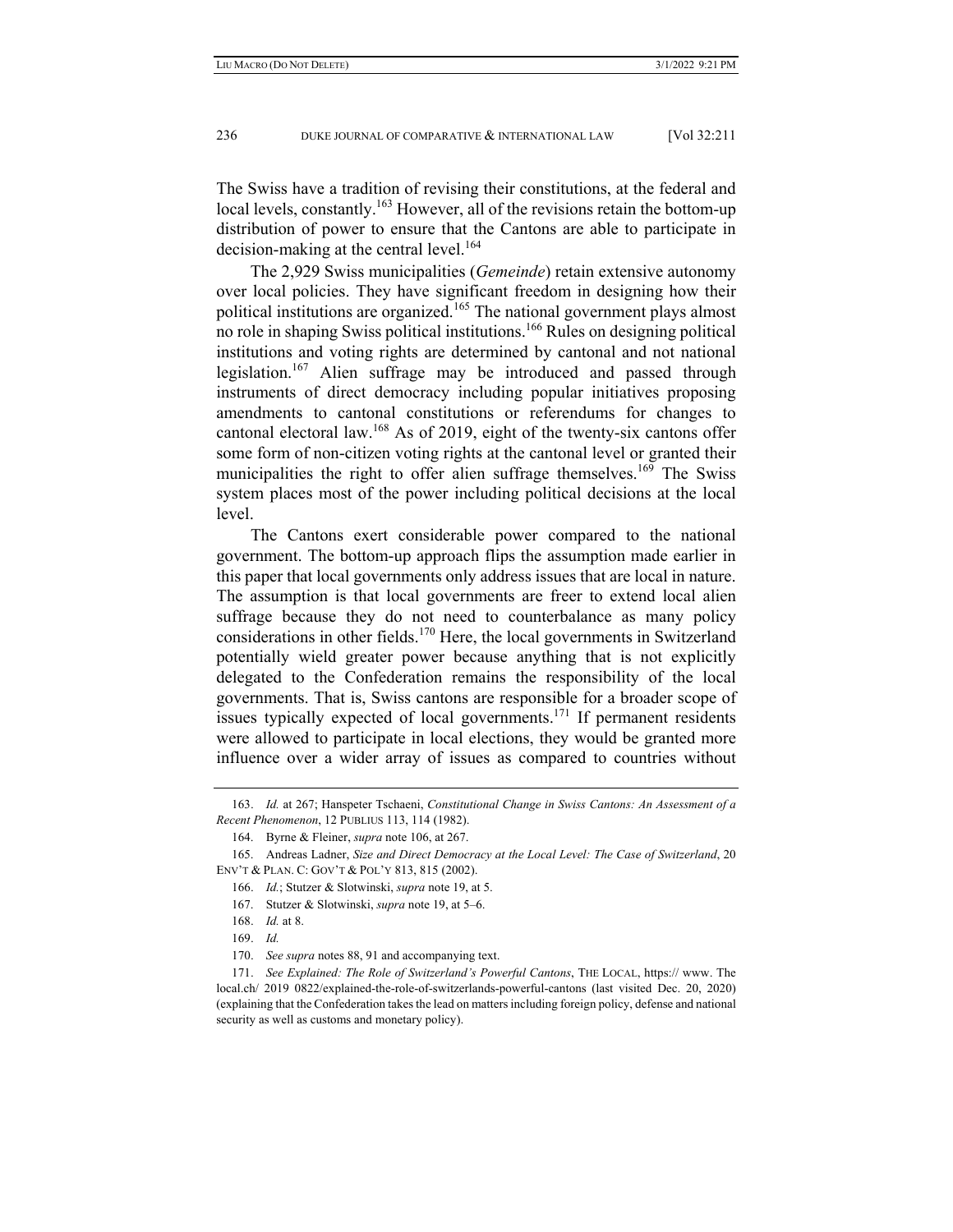The Swiss have a tradition of revising their constitutions, at the federal and local levels, constantly.[163] However, all of the revisions retain the bottom-up distribution of power to ensure that the Cantons are able to participate in decision-making at the central level.[164]

The 2,929 Swiss municipalities (*Gemeinde*) retain extensive autonomy over local policies. They have significant freedom in designing how their political institutions are organized.[165] The national government plays almost no role in shaping Swiss political institutions.[166] Rules on designing political institutions and voting rights are determined by cantonal and not national legislation.[167] Alien suffrage may be introduced and passed through instruments of direct democracy including popular initiatives proposing amendments to cantonal constitutions or referendums for changes to cantonal electoral law.[168] As of 2019, eight of the twenty-six cantons offer some form of non-citizen voting rights at the cantonal level or granted their municipalities the right to offer alien suffrage themselves.[169] The Swiss system places most of the power including political decisions at the local level.

The Cantons exert considerable power compared to the national government. The bottom-up approach flips the assumption made earlier in this paper that local governments only address issues that are local in nature. The assumption is that local governments are freer to extend local alien suffrage because they do not need to counterbalance as many policy considerations in other fields.[170] Here, the local governments in Switzerland potentially wield greater power because anything that is not explicitly delegated to the Confederation remains the responsibility of the local governments. That is, Swiss cantons are responsible for a broader scope of issues typically expected of local governments.[171] If permanent residents were allowed to participate in local elections, they would be granted more influence over a wider array of issues as compared to countries without

---

163. *Id.* at 267; Hanspeter Tschaeni, *Constitutional Change in Swiss Cantons: An Assessment of a Recent Phenomenon*, 12 PUBLIUS 113, 114 (1982).

164. Byrne & Fleiner, *supra* note 106, at 267.

165. Andreas Ladner, *Size and Direct Democracy at the Local Level: The Case of Switzerland*, 20 ENV'T & PLAN. C: GOV'T & POL'Y 813, 815 (2002).

166. *Id.*; Stutzer & Slotwinski, *supra* note 19, at 5.

167. Stutzer & Slotwinski, *supra* note 19, at 5–6.

168. *Id.* at 8.

169. *Id.*

170. *See supra* notes 88, 91 and accompanying text.

171. *See Explained: The Role of Switzerland's Powerful Cantons*, THE LOCAL, https:// www. The local.ch/ 2019 0822/explained-the-role-of-switzerlands-powerful-cantons (last visited Dec. 20, 2020) (explaining that the Confederation takes the lead on matters including foreign policy, defense and national security as well as customs and monetary policy).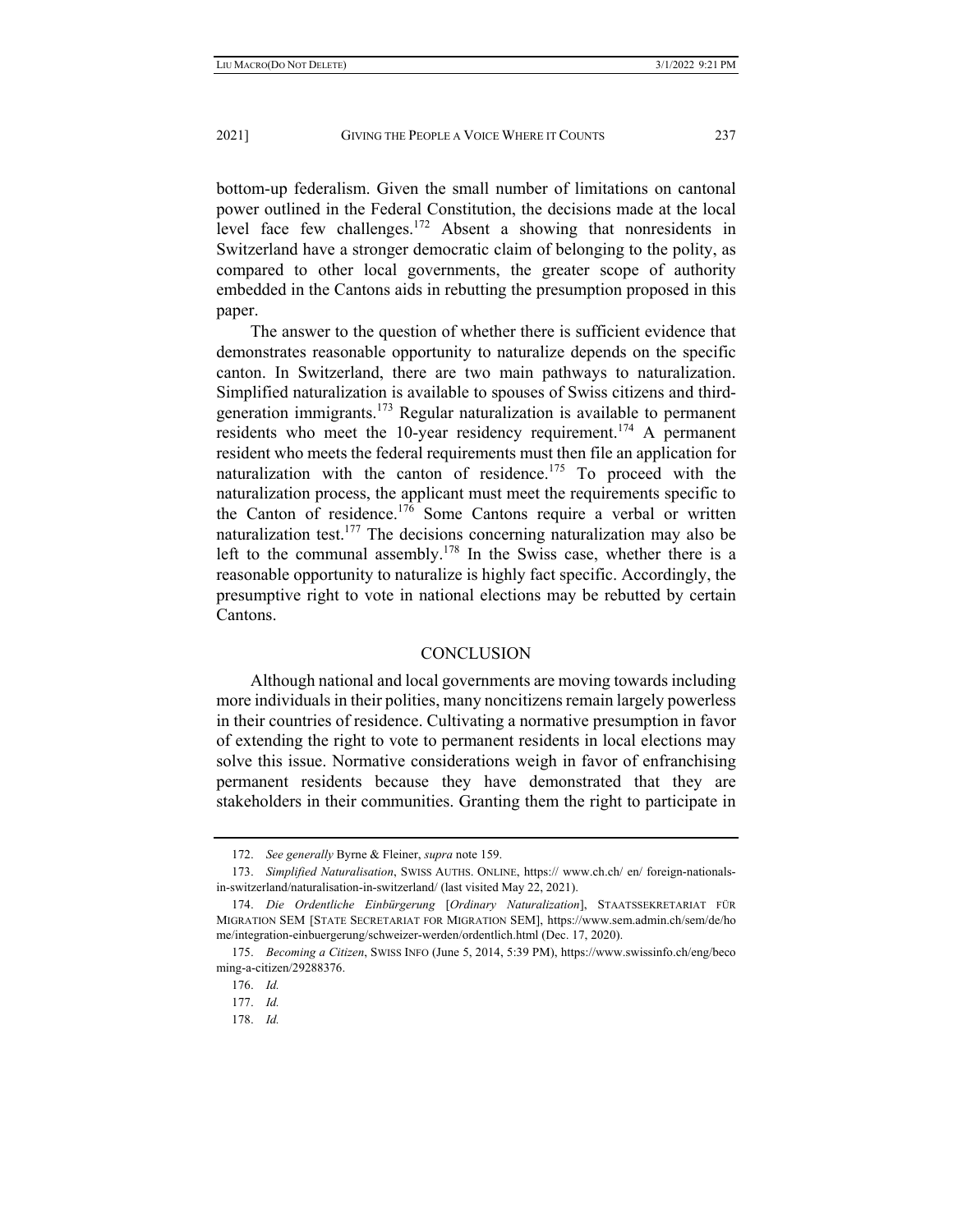bottom-up federalism. Given the small number of limitations on cantonal power outlined in the Federal Constitution, the decisions made at the local level face few challenges.[172] Absent a showing that nonresidents in Switzerland have a stronger democratic claim of belonging to the polity, as compared to other local governments, the greater scope of authority embedded in the Cantons aids in rebutting the presumption proposed in this paper.

The answer to the question of whether there is sufficient evidence that demonstrates reasonable opportunity to naturalize depends on the specific canton. In Switzerland, there are two main pathways to naturalization. Simplified naturalization is available to spouses of Swiss citizens and third-generation immigrants.[173] Regular naturalization is available to permanent residents who meet the 10-year residency requirement.[174] A permanent resident who meets the federal requirements must then file an application for naturalization with the canton of residence.[175] To proceed with the naturalization process, the applicant must meet the requirements specific to the Canton of residence.[176] Some Cantons require a verbal or written naturalization test.[177] The decisions concerning naturalization may also be left to the communal assembly.[178] In the Swiss case, whether there is a reasonable opportunity to naturalize is highly fact specific. Accordingly, the presumptive right to vote in national elections may be rebutted by certain Cantons.

## CONCLUSION

Although national and local governments are moving towards including more individuals in their polities, many noncitizens remain largely powerless in their countries of residence. Cultivating a normative presumption in favor of extending the right to vote to permanent residents in local elections may solve this issue. Normative considerations weigh in favor of enfranchising permanent residents because they have demonstrated that they are stakeholders in their communities. Granting them the right to participate in

---

172. *See generally* Byrne & Fleiner, *supra* note 159.

173. *Simplified Naturalisation*, SWISS AUTHS. ONLINE, https:// www.ch.ch/ en/ foreign-nationals-in-switzerland/naturalisation-in-switzerland/ (last visited May 22, 2021).

174. *Die Ordentliche Einbürgerung* [*Ordinary Naturalization*], STAATSSEKRETARIAT FÜR MIGRATION SEM [STATE SECRETARIAT FOR MIGRATION SEM], https://www.sem.admin.ch/sem/de/home/integration-einbuergerung/schweizer-werden/ordentlich.html (Dec. 17, 2020).

175. *Becoming a Citizen*, SWISS INFO (June 5, 2014, 5:39 PM), https://www.swissinfo.ch/eng/becoming-a-citizen/29288376.

176. *Id.*

177. *Id.*

178. *Id.*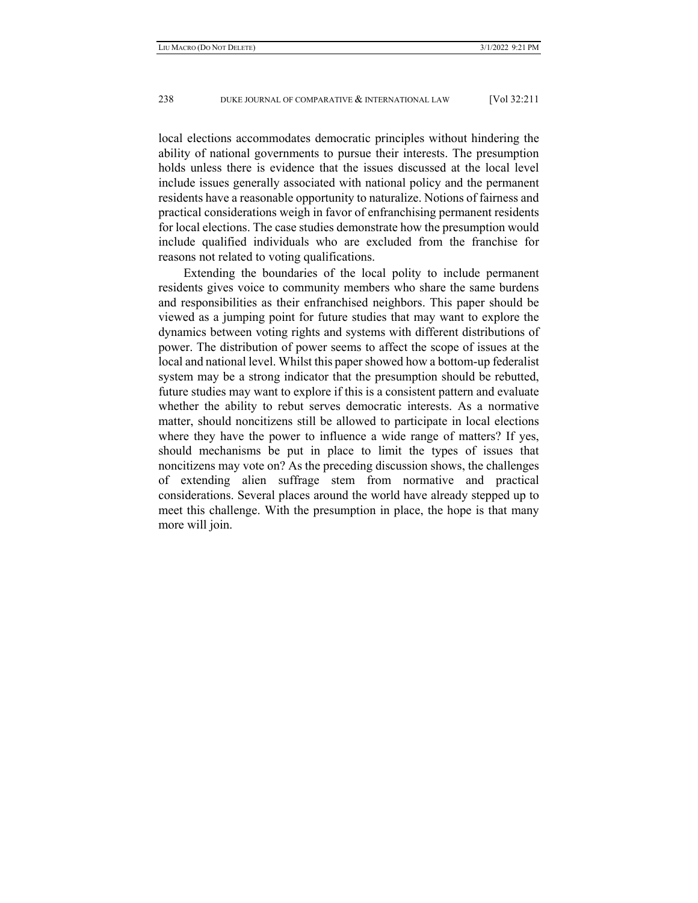local elections accommodates democratic principles without hindering the ability of national governments to pursue their interests. The presumption holds unless there is evidence that the issues discussed at the local level include issues generally associated with national policy and the permanent residents have a reasonable opportunity to naturalize. Notions of fairness and practical considerations weigh in favor of enfranchising permanent residents for local elections. The case studies demonstrate how the presumption would include qualified individuals who are excluded from the franchise for reasons not related to voting qualifications.

Extending the boundaries of the local polity to include permanent residents gives voice to community members who share the same burdens and responsibilities as their enfranchised neighbors. This paper should be viewed as a jumping point for future studies that may want to explore the dynamics between voting rights and systems with different distributions of power. The distribution of power seems to affect the scope of issues at the local and national level. Whilst this paper showed how a bottom-up federalist system may be a strong indicator that the presumption should be rebutted, future studies may want to explore if this is a consistent pattern and evaluate whether the ability to rebut serves democratic interests. As a normative matter, should noncitizens still be allowed to participate in local elections where they have the power to influence a wide range of matters? If yes, should mechanisms be put in place to limit the types of issues that noncitizens may vote on? As the preceding discussion shows, the challenges of extending alien suffrage stem from normative and practical considerations. Several places around the world have already stepped up to meet this challenge. With the presumption in place, the hope is that many more will join.